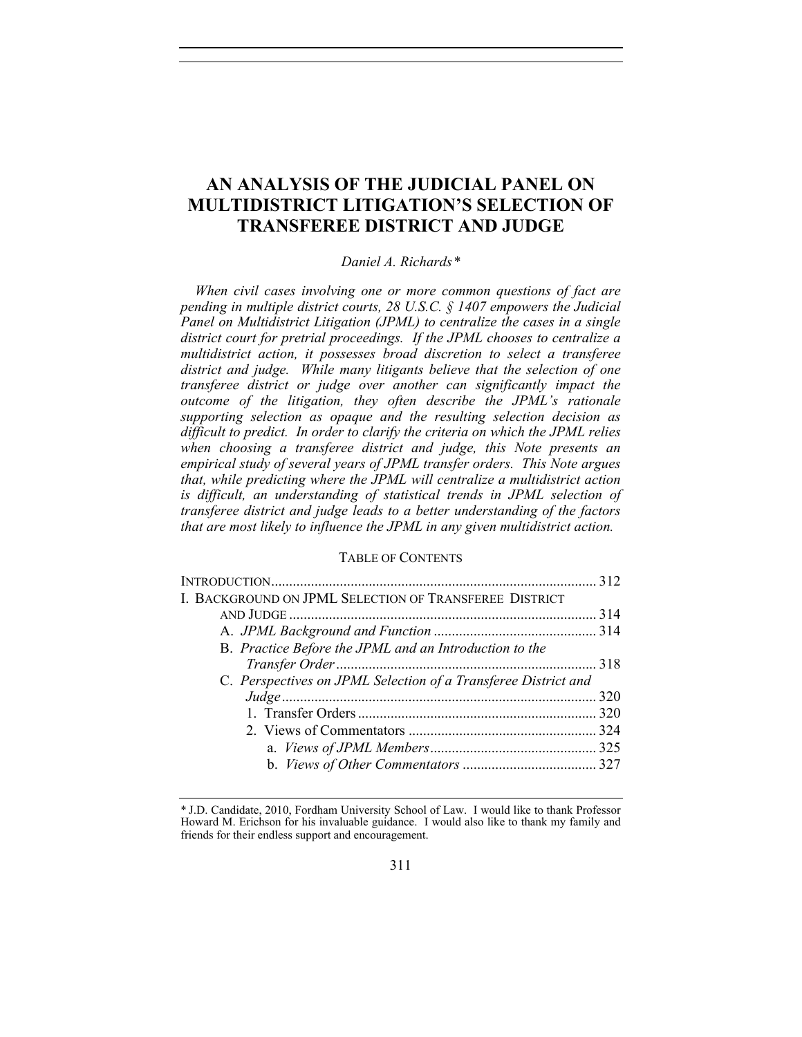# AN ANALYSIS OF THE JUDICIAL PANEL ON MULTIDISTRICT LITIGATION'S SELECTION OF TRANSFEREE DISTRICT AND JUDGE

*Daniel A. Richards\**

*When civil cases involving one or more common questions of fact are pending in multiple district courts, 28 U.S.C. § 1407 empowers the Judicial Panel on Multidistrict Litigation (JPML) to centralize the cases in a single district court for pretrial proceedings. If the JPML chooses to centralize a multidistrict action, it possesses broad discretion to select a transferee district and judge. While many litigants believe that the selection of one transferee district or judge over another can significantly impact the outcome of the litigation, they often describe the JPML's rationale supporting selection as opaque and the resulting selection decision as difficult to predict. In order to clarify the criteria on which the JPML relies when choosing a transferee district and judge, this Note presents an empirical study of several years of JPML transfer orders. This Note argues that, while predicting where the JPML will centralize a multidistrict action is difficult, an understanding of statistical trends in JPML selection of transferee district and judge leads to a better understanding of the factors that are most likely to influence the JPML in any given multidistrict action.*

TABLE OF CONTENTS

INTRODUCTION ........ 312
I. BACKGROUND ON JPML SELECTION OF TRANSFEREE DISTRICT AND JUDGE ........ 314
  A. *JPML Background and Function* ........ 314
  B. *Practice Before the JPML and an Introduction to the Transfer Order* ........ 318
  C. *Perspectives on JPML Selection of a Transferee District and Judge* ........ 320
    1. Transfer Orders ........ 320
    2. Views of Commentators ........ 324
      a. *Views of JPML Members* ........ 325
      b. *Views of Other Commentators* ........ 327

\* J.D. Candidate, 2010, Fordham University School of Law. I would like to thank Professor Howard M. Erichson for his invaluable guidance. I would also like to thank my family and friends for their endless support and encouragement.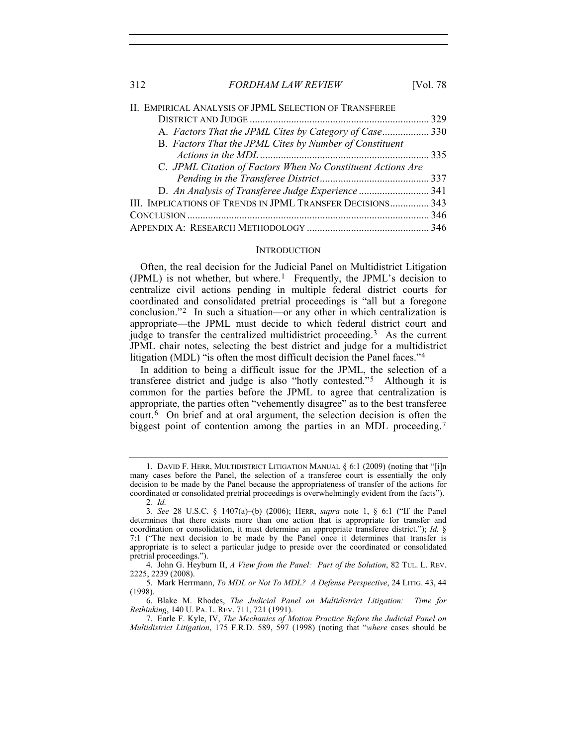II. EMPIRICAL ANALYSIS OF JPML SELECTION OF TRANSFEREE DISTRICT AND JUDGE ..... 329
- A. *Factors That the JPML Cites by Category of Case* ..... 330
- B. *Factors That the JPML Cites by Number of Constituent Actions in the MDL* ..... 335
- C. *JPML Citation of Factors When No Constituent Actions Are Pending in the Transferee District* ..... 337
- D. *An Analysis of Transferee Judge Experience* ..... 341

III. IMPLICATIONS OF TRENDS IN JPML TRANSFER DECISIONS ..... 343

CONCLUSION ..... 346

APPENDIX A: RESEARCH METHODOLOGY ..... 346

## INTRODUCTION

Often, the real decision for the Judicial Panel on Multidistrict Litigation (JPML) is not whether, but where.[1] Frequently, the JPML's decision to centralize civil actions pending in multiple federal district courts for coordinated and consolidated pretrial proceedings is "all but a foregone conclusion."[2] In such a situation—or any other in which centralization is appropriate—the JPML must decide to which federal district court and judge to transfer the centralized multidistrict proceeding.[3] As the current JPML chair notes, selecting the best district and judge for a multidistrict litigation (MDL) "is often the most difficult decision the Panel faces."[4]

In addition to being a difficult issue for the JPML, the selection of a transferee district and judge is also "hotly contested."[5] Although it is common for the parties before the JPML to agree that centralization is appropriate, the parties often "vehemently disagree" as to the best transferee court.[6] On brief and at oral argument, the selection decision is often the biggest point of contention among the parties in an MDL proceeding.[7]

---

1. DAVID F. HERR, MULTIDISTRICT LITIGATION MANUAL § 6:1 (2009) (noting that "[i]n many cases before the Panel, the selection of a transferee court is essentially the only decision to be made by the Panel because the appropriateness of transfer of the actions for coordinated or consolidated pretrial proceedings is overwhelmingly evident from the facts").

2. *Id.*

3. *See* 28 U.S.C. § 1407(a)–(b) (2006); HERR, *supra* note 1, § 6:1 ("If the Panel determines that there exists more than one action that is appropriate for transfer and coordination or consolidation, it must determine an appropriate transferee district."); *Id.* § 7:1 ("The next decision to be made by the Panel once it determines that transfer is appropriate is to select a particular judge to preside over the coordinated or consolidated pretrial proceedings.").

4. John G. Heyburn II, *A View from the Panel: Part of the Solution*, 82 TUL. L. REV. 2225, 2239 (2008).

5. Mark Herrmann, *To MDL or Not To MDL? A Defense Perspective*, 24 LITIG. 43, 44 (1998).

6. Blake M. Rhodes, *The Judicial Panel on Multidistrict Litigation: Time for Rethinking*, 140 U. PA. L. REV. 711, 721 (1991).

7. Earle F. Kyle, IV, *The Mechanics of Motion Practice Before the Judicial Panel on Multidistrict Litigation*, 175 F.R.D. 589, 597 (1998) (noting that "*where* cases should be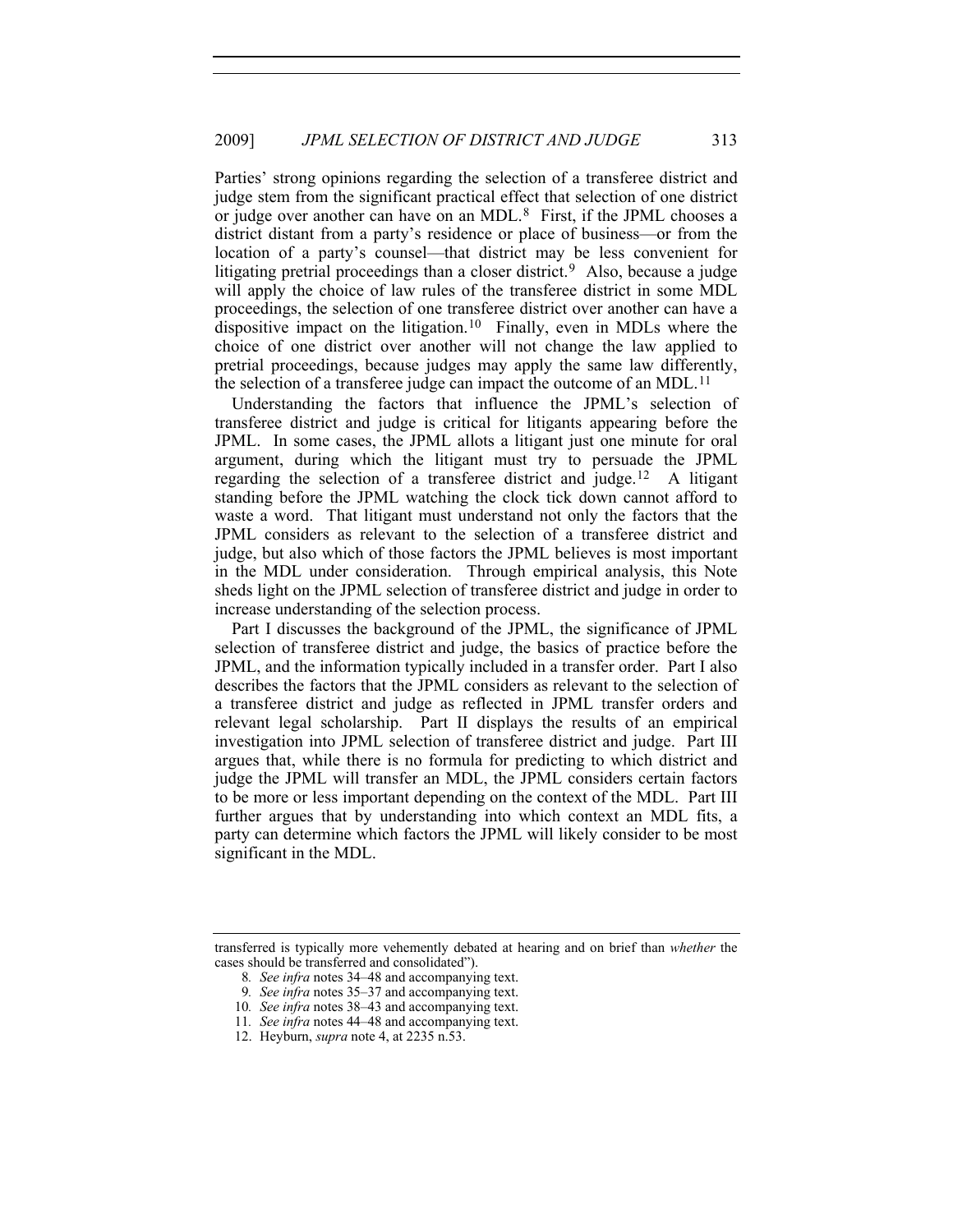Parties' strong opinions regarding the selection of a transferee district and judge stem from the significant practical effect that selection of one district or judge over another can have on an MDL.[8] First, if the JPML chooses a district distant from a party's residence or place of business—or from the location of a party's counsel—that district may be less convenient for litigating pretrial proceedings than a closer district.[9] Also, because a judge will apply the choice of law rules of the transferee district in some MDL proceedings, the selection of one transferee district over another can have a dispositive impact on the litigation.[10] Finally, even in MDLs where the choice of one district over another will not change the law applied to pretrial proceedings, because judges may apply the same law differently, the selection of a transferee judge can impact the outcome of an MDL.[11]

Understanding the factors that influence the JPML's selection of transferee district and judge is critical for litigants appearing before the JPML. In some cases, the JPML allots a litigant just one minute for oral argument, during which the litigant must try to persuade the JPML regarding the selection of a transferee district and judge.[12] A litigant standing before the JPML watching the clock tick down cannot afford to waste a word. That litigant must understand not only the factors that the JPML considers as relevant to the selection of a transferee district and judge, but also which of those factors the JPML believes is most important in the MDL under consideration. Through empirical analysis, this Note sheds light on the JPML selection of transferee district and judge in order to increase understanding of the selection process.

Part I discusses the background of the JPML, the significance of JPML selection of transferee district and judge, the basics of practice before the JPML, and the information typically included in a transfer order. Part I also describes the factors that the JPML considers as relevant to the selection of a transferee district and judge as reflected in JPML transfer orders and relevant legal scholarship. Part II displays the results of an empirical investigation into JPML selection of transferee district and judge. Part III argues that, while there is no formula for predicting to which district and judge the JPML will transfer an MDL, the JPML considers certain factors to be more or less important depending on the context of the MDL. Part III further argues that by understanding into which context an MDL fits, a party can determine which factors the JPML will likely consider to be most significant in the MDL.

---

transferred is typically more vehemently debated at hearing and on brief than *whether* the cases should be transferred and consolidated").

8. *See infra* notes 34–48 and accompanying text.

9. *See infra* notes 35–37 and accompanying text.

10. *See infra* notes 38–43 and accompanying text.

11. *See infra* notes 44–48 and accompanying text.

12. Heyburn, *supra* note 4, at 2235 n.53.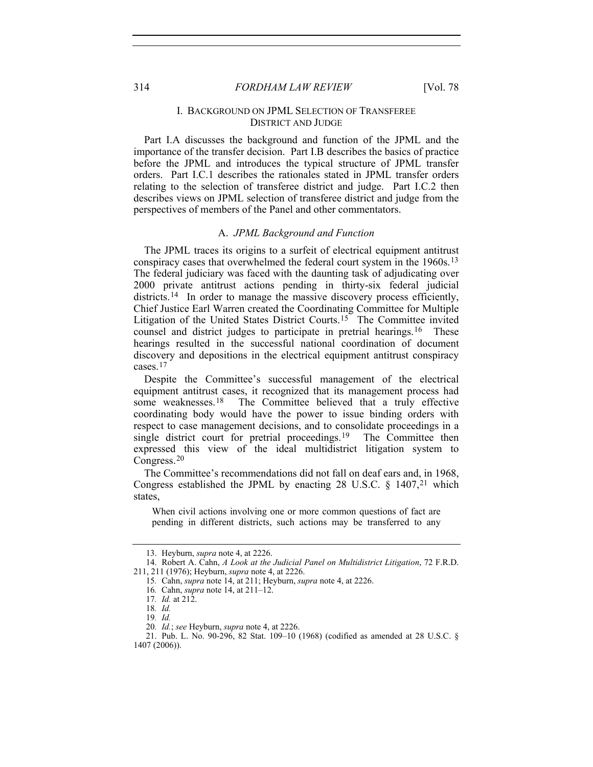## I. BACKGROUND ON JPML SELECTION OF TRANSFEREE DISTRICT AND JUDGE

Part I.A discusses the background and function of the JPML and the importance of the transfer decision. Part I.B describes the basics of practice before the JPML and introduces the typical structure of JPML transfer orders. Part I.C.1 describes the rationales stated in JPML transfer orders relating to the selection of transferee district and judge. Part I.C.2 then describes views on JPML selection of transferee district and judge from the perspectives of members of the Panel and other commentators.

### A. *JPML Background and Function*

The JPML traces its origins to a surfeit of electrical equipment antitrust conspiracy cases that overwhelmed the federal court system in the 1960s.[13] The federal judiciary was faced with the daunting task of adjudicating over 2000 private antitrust actions pending in thirty-six federal judicial districts.[14] In order to manage the massive discovery process efficiently, Chief Justice Earl Warren created the Coordinating Committee for Multiple Litigation of the United States District Courts.[15] The Committee invited counsel and district judges to participate in pretrial hearings.[16] These hearings resulted in the successful national coordination of document discovery and depositions in the electrical equipment antitrust conspiracy cases.[17]

Despite the Committee's successful management of the electrical equipment antitrust cases, it recognized that its management process had some weaknesses.[18] The Committee believed that a truly effective coordinating body would have the power to issue binding orders with respect to case management decisions, and to consolidate proceedings in a single district court for pretrial proceedings.[19] The Committee then expressed this view of the ideal multidistrict litigation system to Congress.[20]

The Committee's recommendations did not fall on deaf ears and, in 1968, Congress established the JPML by enacting 28 U.S.C. § 1407,[21] which states,

> When civil actions involving one or more common questions of fact are pending in different districts, such actions may be transferred to any

---

13. Heyburn, *supra* note 4, at 2226.

14. Robert A. Cahn, *A Look at the Judicial Panel on Multidistrict Litigation*, 72 F.R.D. 211, 211 (1976); Heyburn, *supra* note 4, at 2226.

15. Cahn, *supra* note 14, at 211; Heyburn, *supra* note 4, at 2226.

16. Cahn, *supra* note 14, at 211–12.

17. *Id.* at 212.

18. *Id.*

19. *Id.*

20. *Id.*; *see* Heyburn, *supra* note 4, at 2226.

21. Pub. L. No. 90-296, 82 Stat. 109–10 (1968) (codified as amended at 28 U.S.C. § 1407 (2006)).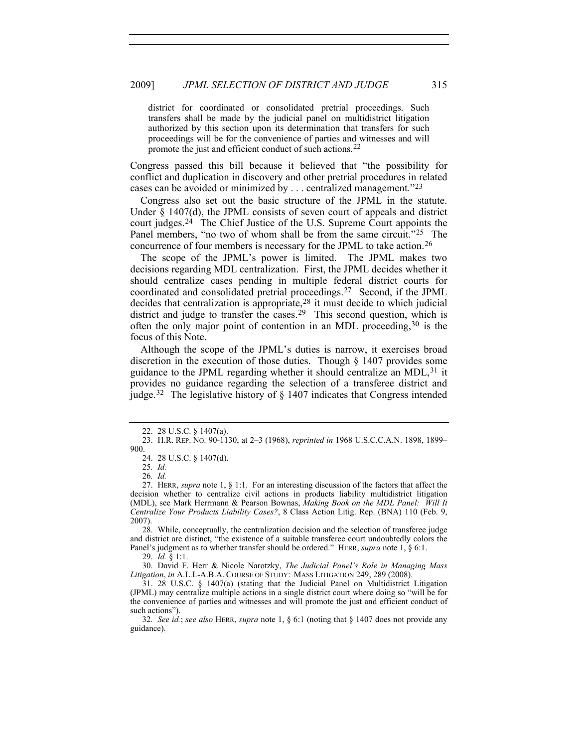> district for coordinated or consolidated pretrial proceedings. Such transfers shall be made by the judicial panel on multidistrict litigation authorized by this section upon its determination that transfers for such proceedings will be for the convenience of parties and witnesses and will promote the just and efficient conduct of such actions.[22]

Congress passed this bill because it believed that "the possibility for conflict and duplication in discovery and other pretrial procedures in related cases can be avoided or minimized by . . . centralized management."[23]

Congress also set out the basic structure of the JPML in the statute. Under § 1407(d), the JPML consists of seven court of appeals and district court judges.[24] The Chief Justice of the U.S. Supreme Court appoints the Panel members, "no two of whom shall be from the same circuit."[25] The concurrence of four members is necessary for the JPML to take action.[26]

The scope of the JPML's power is limited. The JPML makes two decisions regarding MDL centralization. First, the JPML decides whether it should centralize cases pending in multiple federal district courts for coordinated and consolidated pretrial proceedings.[27] Second, if the JPML decides that centralization is appropriate,[28] it must decide to which judicial district and judge to transfer the cases.[29] This second question, which is often the only major point of contention in an MDL proceeding,[30] is the focus of this Note.

Although the scope of the JPML's duties is narrow, it exercises broad discretion in the execution of those duties. Though § 1407 provides some guidance to the JPML regarding whether it should centralize an MDL,[31] it provides no guidance regarding the selection of a transferee district and judge.[32] The legislative history of § 1407 indicates that Congress intended

---

22. 28 U.S.C. § 1407(a).

23. H.R. REP. NO. 90-1130, at 2–3 (1968), *reprinted in* 1968 U.S.C.C.A.N. 1898, 1899–900.

24. 28 U.S.C. § 1407(d).

25. *Id.*

26. *Id.*

27. HERR, *supra* note 1, § 1:1. For an interesting discussion of the factors that affect the decision whether to centralize civil actions in products liability multidistrict litigation (MDL), see Mark Herrmann & Pearson Bownas, *Making Book on the MDL Panel: Will It Centralize Your Products Liability Cases?*, 8 Class Action Litig. Rep. (BNA) 110 (Feb. 9, 2007).

28. While, conceptually, the centralization decision and the selection of transferee judge and district are distinct, "the existence of a suitable transferee court undoubtedly colors the Panel's judgment as to whether transfer should be ordered." HERR, *supra* note 1, § 6:1.

29. *Id.* § 1:1.

30. David F. Herr & Nicole Narotzky, *The Judicial Panel's Role in Managing Mass Litigation*, *in* A.L.I.-A.B.A. COURSE OF STUDY: MASS LITIGATION 249, 289 (2008).

31. 28 U.S.C. § 1407(a) (stating that the Judicial Panel on Multidistrict Litigation (JPML) may centralize multiple actions in a single district court where doing so "will be for the convenience of parties and witnesses and will promote the just and efficient conduct of such actions").

32. *See id.*; *see also* HERR, *supra* note 1, § 6:1 (noting that § 1407 does not provide any guidance).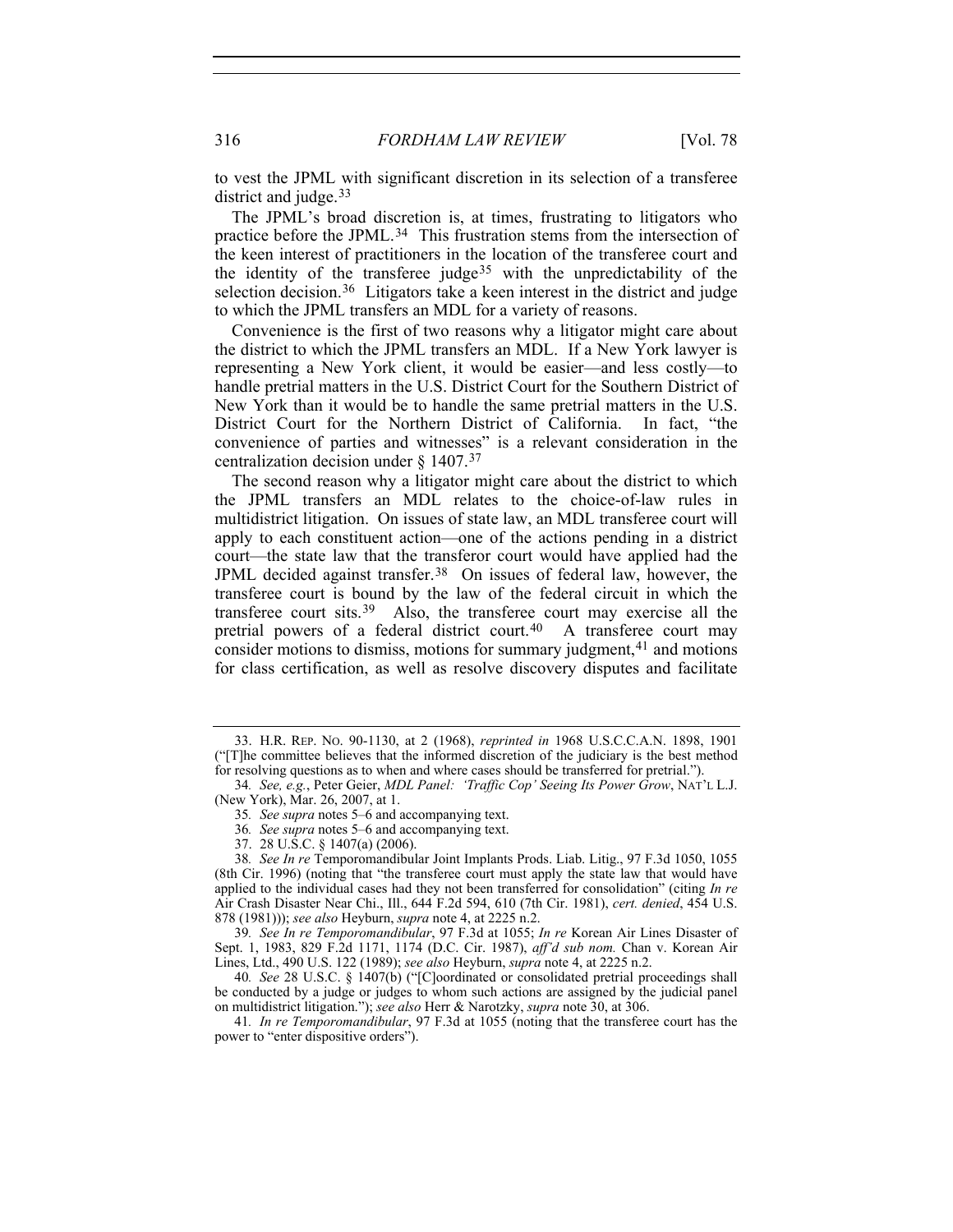to vest the JPML with significant discretion in its selection of a transferee district and judge.[33]

The JPML's broad discretion is, at times, frustrating to litigators who practice before the JPML.[34] This frustration stems from the intersection of the keen interest of practitioners in the location of the transferee court and the identity of the transferee judge[35] with the unpredictability of the selection decision.[36] Litigators take a keen interest in the district and judge to which the JPML transfers an MDL for a variety of reasons.

Convenience is the first of two reasons why a litigator might care about the district to which the JPML transfers an MDL. If a New York lawyer is representing a New York client, it would be easier—and less costly—to handle pretrial matters in the U.S. District Court for the Southern District of New York than it would be to handle the same pretrial matters in the U.S. District Court for the Northern District of California. In fact, "the convenience of parties and witnesses" is a relevant consideration in the centralization decision under § 1407.[37]

The second reason why a litigator might care about the district to which the JPML transfers an MDL relates to the choice-of-law rules in multidistrict litigation. On issues of state law, an MDL transferee court will apply to each constituent action—one of the actions pending in a district court—the state law that the transferor court would have applied had the JPML decided against transfer.[38] On issues of federal law, however, the transferee court is bound by the law of the federal circuit in which the transferee court sits.[39] Also, the transferee court may exercise all the pretrial powers of a federal district court.[40] A transferee court may consider motions to dismiss, motions for summary judgment,[41] and motions for class certification, as well as resolve discovery disputes and facilitate

---

33. H.R. REP. NO. 90-1130, at 2 (1968), *reprinted in* 1968 U.S.C.C.A.N. 1898, 1901 ("[T]he committee believes that the informed discretion of the judiciary is the best method for resolving questions as to when and where cases should be transferred for pretrial.").

34. *See, e.g.*, Peter Geier, *MDL Panel: 'Traffic Cop' Seeing Its Power Grow*, NAT'L L.J. (New York), Mar. 26, 2007, at 1.

35. *See supra* notes 5–6 and accompanying text.

36. *See supra* notes 5–6 and accompanying text.

37. 28 U.S.C. § 1407(a) (2006).

38. *See In re* Temporomandibular Joint Implants Prods. Liab. Litig., 97 F.3d 1050, 1055 (8th Cir. 1996) (noting that "the transferee court must apply the state law that would have applied to the individual cases had they not been transferred for consolidation" (citing *In re* Air Crash Disaster Near Chi., Ill., 644 F.2d 594, 610 (7th Cir. 1981), *cert. denied*, 454 U.S. 878 (1981))); *see also* Heyburn, *supra* note 4, at 2225 n.2.

39. *See In re Temporomandibular*, 97 F.3d at 1055; *In re* Korean Air Lines Disaster of Sept. 1, 1983, 829 F.2d 1171, 1174 (D.C. Cir. 1987), *aff'd sub nom.* Chan v. Korean Air Lines, Ltd., 490 U.S. 122 (1989); *see also* Heyburn, *supra* note 4, at 2225 n.2.

40. *See* 28 U.S.C. § 1407(b) ("[C]oordinated or consolidated pretrial proceedings shall be conducted by a judge or judges to whom such actions are assigned by the judicial panel on multidistrict litigation."); *see also* Herr & Narotzky, *supra* note 30, at 306.

41. *In re Temporomandibular*, 97 F.3d at 1055 (noting that the transferee court has the power to "enter dispositive orders").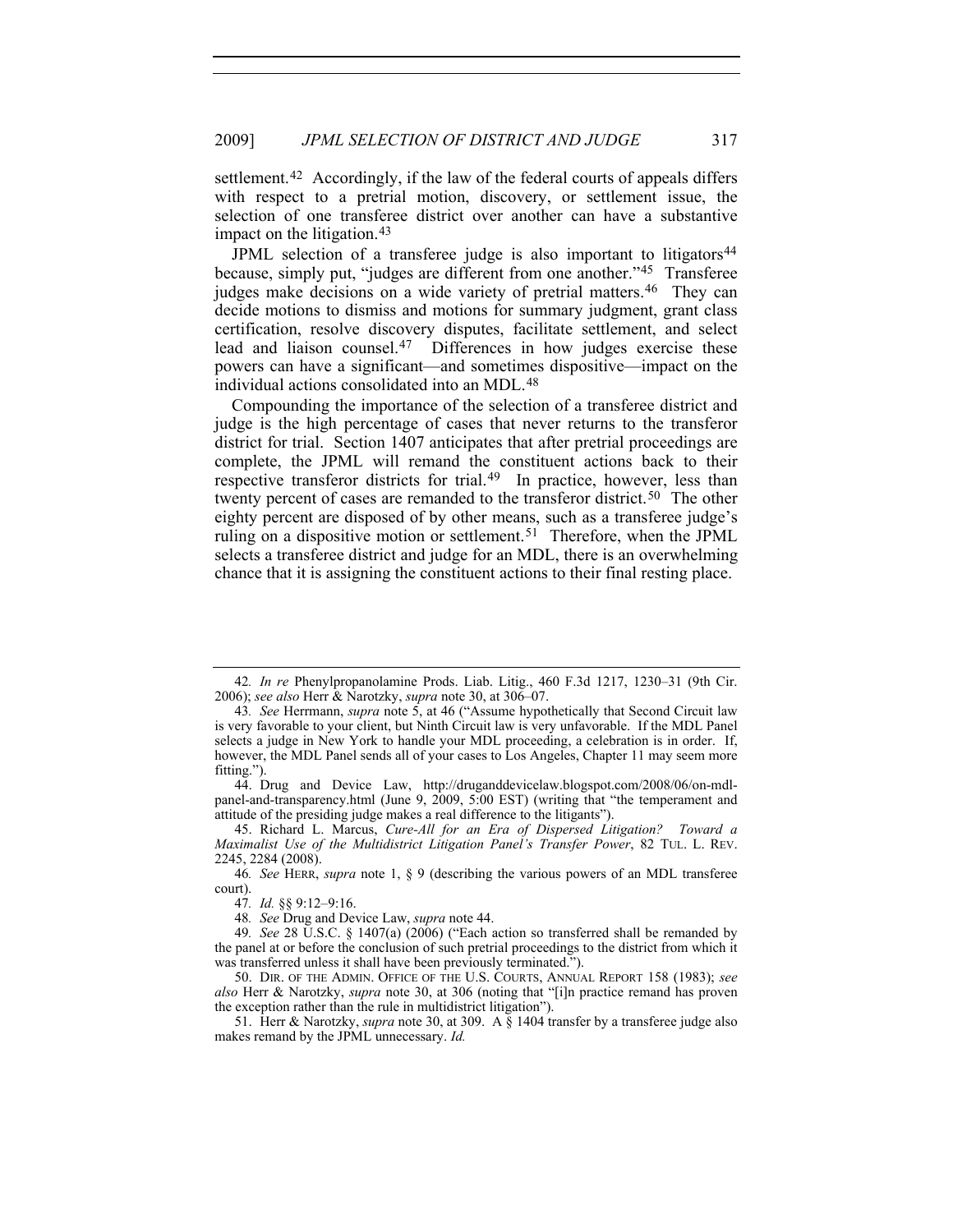settlement.[42] Accordingly, if the law of the federal courts of appeals differs with respect to a pretrial motion, discovery, or settlement issue, the selection of one transferee district over another can have a substantive impact on the litigation.[43]

JPML selection of a transferee judge is also important to litigators[44] because, simply put, "judges are different from one another."[45] Transferee judges make decisions on a wide variety of pretrial matters.[46] They can decide motions to dismiss and motions for summary judgment, grant class certification, resolve discovery disputes, facilitate settlement, and select lead and liaison counsel.[47] Differences in how judges exercise these powers can have a significant—and sometimes dispositive—impact on the individual actions consolidated into an MDL.[48]

Compounding the importance of the selection of a transferee district and judge is the high percentage of cases that never returns to the transferor district for trial. Section 1407 anticipates that after pretrial proceedings are complete, the JPML will remand the constituent actions back to their respective transferor districts for trial.[49] In practice, however, less than twenty percent of cases are remanded to the transferor district.[50] The other eighty percent are disposed of by other means, such as a transferee judge's ruling on a dispositive motion or settlement.[51] Therefore, when the JPML selects a transferee district and judge for an MDL, there is an overwhelming chance that it is assigning the constituent actions to their final resting place.

---

42. *In re* Phenylpropanolamine Prods. Liab. Litig., 460 F.3d 1217, 1230–31 (9th Cir. 2006); *see also* Herr & Narotzky, *supra* note 30, at 306–07.

43. *See* Herrmann, *supra* note 5, at 46 ("Assume hypothetically that Second Circuit law is very favorable to your client, but Ninth Circuit law is very unfavorable. If the MDL Panel selects a judge in New York to handle your MDL proceeding, a celebration is in order. If, however, the MDL Panel sends all of your cases to Los Angeles, Chapter 11 may seem more fitting.").

44. Drug and Device Law, http://druganddevicelaw.blogspot.com/2008/06/on-mdl-panel-and-transparency.html (June 9, 2009, 5:00 EST) (writing that "the temperament and attitude of the presiding judge makes a real difference to the litigants").

45. Richard L. Marcus, *Cure-All for an Era of Dispersed Litigation? Toward a Maximalist Use of the Multidistrict Litigation Panel's Transfer Power*, 82 TUL. L. REV. 2245, 2284 (2008).

46. *See* HERR, *supra* note 1, § 9 (describing the various powers of an MDL transferee court).

47. *Id.* §§ 9:12–9:16.

48. *See* Drug and Device Law, *supra* note 44.

49. *See* 28 U.S.C. § 1407(a) (2006) ("Each action so transferred shall be remanded by the panel at or before the conclusion of such pretrial proceedings to the district from which it was transferred unless it shall have been previously terminated.").

50. DIR. OF THE ADMIN. OFFICE OF THE U.S. COURTS, ANNUAL REPORT 158 (1983); *see also* Herr & Narotzky, *supra* note 30, at 306 (noting that "[i]n practice remand has proven the exception rather than the rule in multidistrict litigation").

51. Herr & Narotzky, *supra* note 30, at 309. A § 1404 transfer by a transferee judge also makes remand by the JPML unnecessary. *Id.*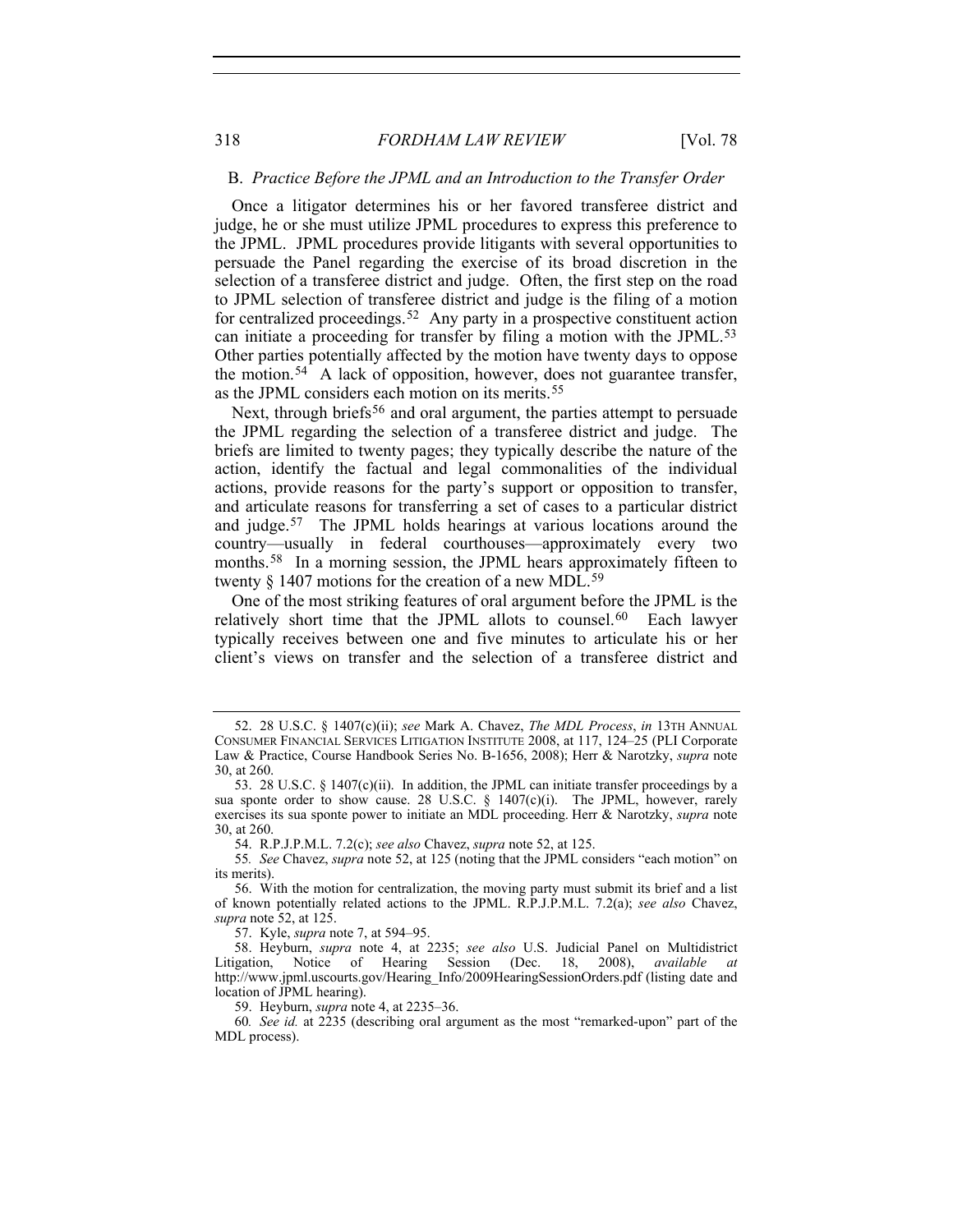### B. *Practice Before the JPML and an Introduction to the Transfer Order*

Once a litigator determines his or her favored transferee district and judge, he or she must utilize JPML procedures to express this preference to the JPML. JPML procedures provide litigants with several opportunities to persuade the Panel regarding the exercise of its broad discretion in the selection of a transferee district and judge. Often, the first step on the road to JPML selection of transferee district and judge is the filing of a motion for centralized proceedings.[52] Any party in a prospective constituent action can initiate a proceeding for transfer by filing a motion with the JPML.[53] Other parties potentially affected by the motion have twenty days to oppose the motion.[54] A lack of opposition, however, does not guarantee transfer, as the JPML considers each motion on its merits.[55]

Next, through briefs[56] and oral argument, the parties attempt to persuade the JPML regarding the selection of a transferee district and judge. The briefs are limited to twenty pages; they typically describe the nature of the action, identify the factual and legal commonalities of the individual actions, provide reasons for the party's support or opposition to transfer, and articulate reasons for transferring a set of cases to a particular district and judge.[57] The JPML holds hearings at various locations around the country—usually in federal courthouses—approximately every two months.[58] In a morning session, the JPML hears approximately fifteen to twenty § 1407 motions for the creation of a new MDL.[59]

One of the most striking features of oral argument before the JPML is the relatively short time that the JPML allots to counsel.[60] Each lawyer typically receives between one and five minutes to articulate his or her client's views on transfer and the selection of a transferee district and

---

52. 28 U.S.C. § 1407(c)(ii); *see* Mark A. Chavez, *The MDL Process*, *in* 13TH ANNUAL CONSUMER FINANCIAL SERVICES LITIGATION INSTITUTE 2008, at 117, 124–25 (PLI Corporate Law & Practice, Course Handbook Series No. B-1656, 2008); Herr & Narotzky, *supra* note 30, at 260.

53. 28 U.S.C. § 1407(c)(ii). In addition, the JPML can initiate transfer proceedings by a sua sponte order to show cause. 28 U.S.C. § 1407(c)(i). The JPML, however, rarely exercises its sua sponte power to initiate an MDL proceeding. Herr & Narotzky, *supra* note 30, at 260.

54. R.P.J.P.M.L. 7.2(c); *see also* Chavez, *supra* note 52, at 125.

55. *See* Chavez, *supra* note 52, at 125 (noting that the JPML considers "each motion" on its merits).

56. With the motion for centralization, the moving party must submit its brief and a list of known potentially related actions to the JPML. R.P.J.P.M.L. 7.2(a); *see also* Chavez, *supra* note 52, at 125.

57. Kyle, *supra* note 7, at 594–95.

58. Heyburn, *supra* note 4, at 2235; *see also* U.S. Judicial Panel on Multidistrict Litigation, Notice of Hearing Session (Dec. 18, 2008), *available at* http://www.jpml.uscourts.gov/Hearing_Info/2009HearingSessionOrders.pdf (listing date and location of JPML hearing).

59. Heyburn, *supra* note 4, at 2235–36.

60. *See id.* at 2235 (describing oral argument as the most "remarked-upon" part of the MDL process).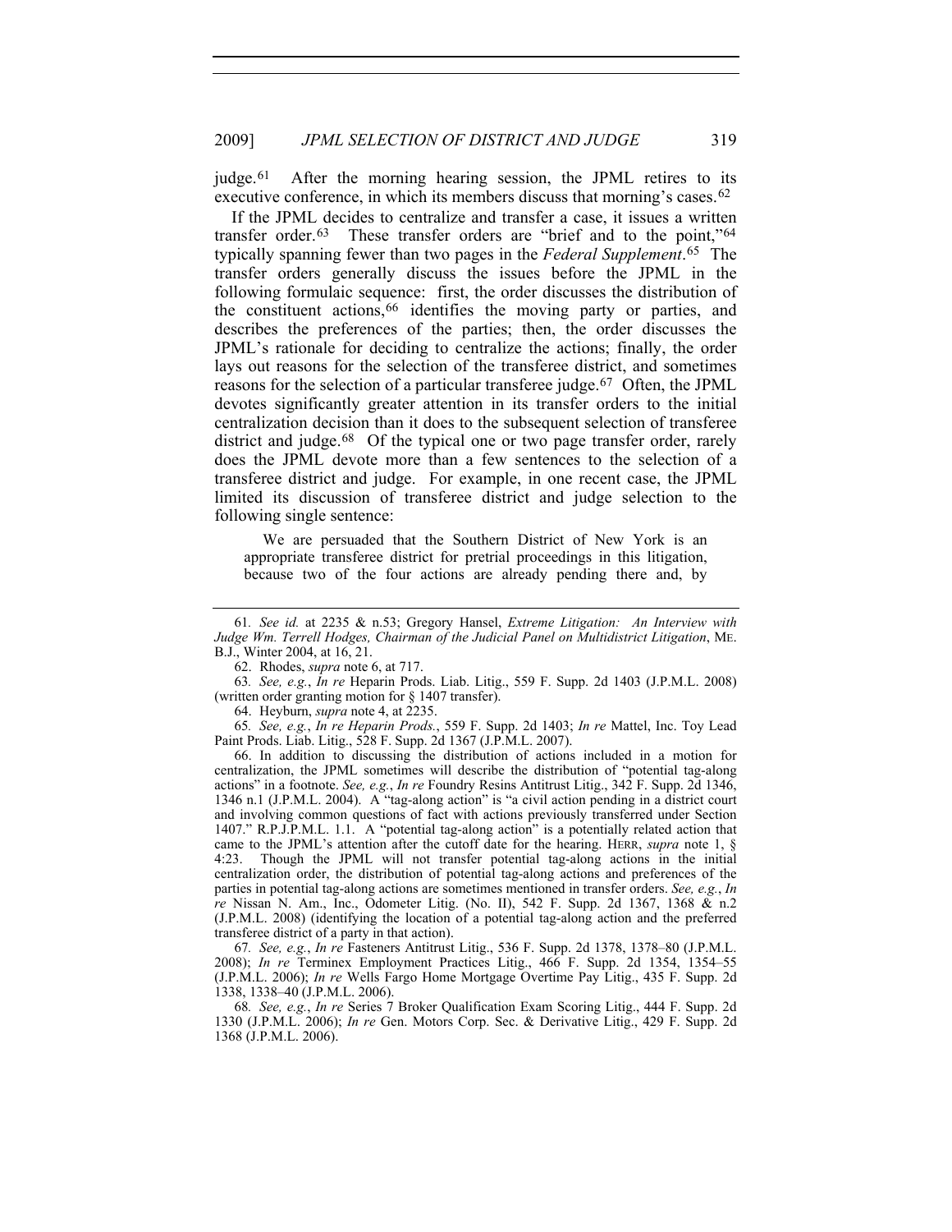judge.[61] After the morning hearing session, the JPML retires to its executive conference, in which its members discuss that morning's cases.[62]

If the JPML decides to centralize and transfer a case, it issues a written transfer order.[63] These transfer orders are "brief and to the point,"[64] typically spanning fewer than two pages in the *Federal Supplement*.[65] The transfer orders generally discuss the issues before the JPML in the following formulaic sequence: first, the order discusses the distribution of the constituent actions,[66] identifies the moving party or parties, and describes the preferences of the parties; then, the order discusses the JPML's rationale for deciding to centralize the actions; finally, the order lays out reasons for the selection of the transferee district, and sometimes reasons for the selection of a particular transferee judge.[67] Often, the JPML devotes significantly greater attention in its transfer orders to the initial centralization decision than it does to the subsequent selection of transferee district and judge.[68] Of the typical one or two page transfer order, rarely does the JPML devote more than a few sentences to the selection of a transferee district and judge. For example, in one recent case, the JPML limited its discussion of transferee district and judge selection to the following single sentence:

> We are persuaded that the Southern District of New York is an appropriate transferee district for pretrial proceedings in this litigation, because two of the four actions are already pending there and, by

---

61. *See id.* at 2235 & n.53; Gregory Hansel, *Extreme Litigation: An Interview with Judge Wm. Terrell Hodges, Chairman of the Judicial Panel on Multidistrict Litigation*, ME. B.J., Winter 2004, at 16, 21.

62. Rhodes, *supra* note 6, at 717.

63. *See, e.g.*, *In re* Heparin Prods. Liab. Litig., 559 F. Supp. 2d 1403 (J.P.M.L. 2008) (written order granting motion for § 1407 transfer).

64. Heyburn, *supra* note 4, at 2235.

65. *See, e.g.*, *In re Heparin Prods.*, 559 F. Supp. 2d 1403; *In re* Mattel, Inc. Toy Lead Paint Prods. Liab. Litig., 528 F. Supp. 2d 1367 (J.P.M.L. 2007).

66. In addition to discussing the distribution of actions included in a motion for centralization, the JPML sometimes will describe the distribution of "potential tag-along actions" in a footnote. *See, e.g.*, *In re* Foundry Resins Antitrust Litig., 342 F. Supp. 2d 1346, 1346 n.1 (J.P.M.L. 2004). A "tag-along action" is "a civil action pending in a district court and involving common questions of fact with actions previously transferred under Section 1407." R.P.J.P.M.L. 1.1. A "potential tag-along action" is a potentially related action that came to the JPML's attention after the cutoff date for the hearing. HERR, *supra* note 1, § 4:23. Though the JPML will not transfer potential tag-along actions in the initial centralization order, the distribution of potential tag-along actions and preferences of the parties in potential tag-along actions are sometimes mentioned in transfer orders. *See, e.g.*, *In re* Nissan N. Am., Inc., Odometer Litig. (No. II), 542 F. Supp. 2d 1367, 1368 & n.2 (J.P.M.L. 2008) (identifying the location of a potential tag-along action and the preferred transferee district of a party in that action).

67. *See, e.g.*, *In re* Fasteners Antitrust Litig., 536 F. Supp. 2d 1378, 1378–80 (J.P.M.L. 2008); *In re* Terminex Employment Practices Litig., 466 F. Supp. 2d 1354, 1354–55 (J.P.M.L. 2006); *In re* Wells Fargo Home Mortgage Overtime Pay Litig., 435 F. Supp. 2d 1338, 1338–40 (J.P.M.L. 2006).

68. *See, e.g.*, *In re* Series 7 Broker Qualification Exam Scoring Litig., 444 F. Supp. 2d 1330 (J.P.M.L. 2006); *In re* Gen. Motors Corp. Sec. & Derivative Litig., 429 F. Supp. 2d 1368 (J.P.M.L. 2006).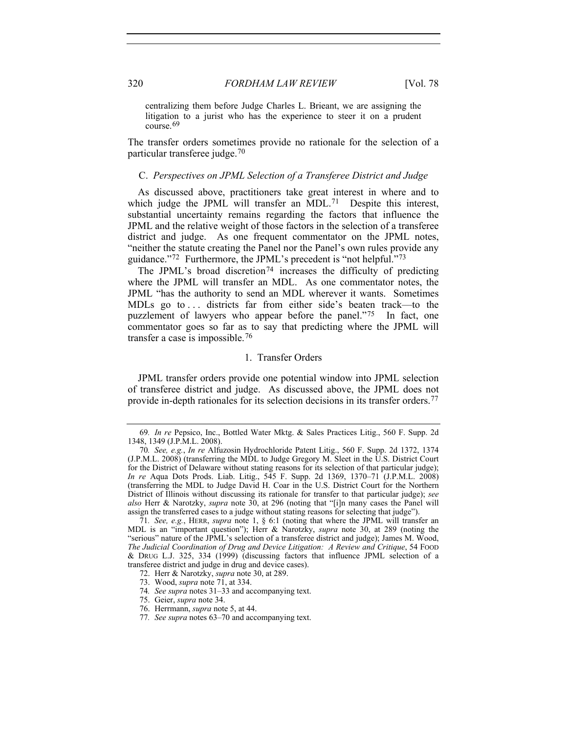centralizing them before Judge Charles L. Brieant, we are assigning the litigation to a jurist who has the experience to steer it on a prudent course.[69]

The transfer orders sometimes provide no rationale for the selection of a particular transferee judge.[70]

### C. *Perspectives on JPML Selection of a Transferee District and Judge*

As discussed above, practitioners take great interest in where and to which judge the JPML will transfer an MDL.[71] Despite this interest, substantial uncertainty remains regarding the factors that influence the JPML and the relative weight of those factors in the selection of a transferee district and judge. As one frequent commentator on the JPML notes, "neither the statute creating the Panel nor the Panel's own rules provide any guidance."[72] Furthermore, the JPML's precedent is "not helpful."[73]

The JPML's broad discretion[74] increases the difficulty of predicting where the JPML will transfer an MDL. As one commentator notes, the JPML "has the authority to send an MDL wherever it wants. Sometimes MDLs go to . . . districts far from either side's beaten track—to the puzzlement of lawyers who appear before the panel."[75] In fact, one commentator goes so far as to say that predicting where the JPML will transfer a case is impossible.[76]

#### 1. Transfer Orders

JPML transfer orders provide one potential window into JPML selection of transferee district and judge. As discussed above, the JPML does not provide in-depth rationales for its selection decisions in its transfer orders.[77]

---

69. *In re* Pepsico, Inc., Bottled Water Mktg. & Sales Practices Litig., 560 F. Supp. 2d 1348, 1349 (J.P.M.L. 2008).

70. *See, e.g.*, *In re* Alfuzosin Hydrochloride Patent Litig., 560 F. Supp. 2d 1372, 1374 (J.P.M.L. 2008) (transferring the MDL to Judge Gregory M. Sleet in the U.S. District Court for the District of Delaware without stating reasons for its selection of that particular judge); *In re* Aqua Dots Prods. Liab. Litig., 545 F. Supp. 2d 1369, 1370–71 (J.P.M.L. 2008) (transferring the MDL to Judge David H. Coar in the U.S. District Court for the Northern District of Illinois without discussing its rationale for transfer to that particular judge); *see also* Herr & Narotzky, *supra* note 30, at 296 (noting that "[i]n many cases the Panel will assign the transferred cases to a judge without stating reasons for selecting that judge").

71. *See, e.g.*, HERR, *supra* note 1, § 6:1 (noting that where the JPML will transfer an MDL is an "important question"); Herr & Narotzky, *supra* note 30, at 289 (noting the "serious" nature of the JPML's selection of a transferee district and judge); James M. Wood, *The Judicial Coordination of Drug and Device Litigation: A Review and Critique*, 54 FOOD & DRUG L.J. 325, 334 (1999) (discussing factors that influence JPML selection of a transferee district and judge in drug and device cases).

72. Herr & Narotzky, *supra* note 30, at 289.

73. Wood, *supra* note 71, at 334.

74. *See supra* notes 31–33 and accompanying text.

75. Geier, *supra* note 34.

76. Herrmann, *supra* note 5, at 44.

77. *See supra* notes 63–70 and accompanying text.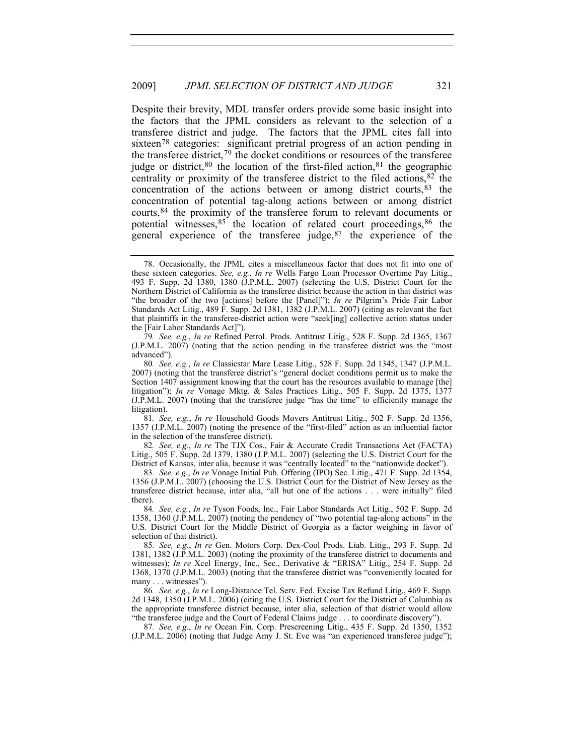Despite their brevity, MDL transfer orders provide some basic insight into the factors that the JPML considers as relevant to the selection of a transferee district and judge. The factors that the JPML cites fall into sixteen[78] categories: significant pretrial progress of an action pending in the transferee district,[79] the docket conditions or resources of the transferee judge or district,[80] the location of the first-filed action,[81] the geographic centrality or proximity of the transferee district to the filed actions,[82] the concentration of the actions between or among district courts,[83] the concentration of potential tag-along actions between or among district courts,[84] the proximity of the transferee forum to relevant documents or potential witnesses,[85] the location of related court proceedings,[86] the general experience of the transferee judge,[87] the experience of the

---

78. Occasionally, the JPML cites a miscellaneous factor that does not fit into one of these sixteen categories. *See, e.g.*, *In re* Wells Fargo Loan Processor Overtime Pay Litig., 493 F. Supp. 2d 1380, 1380 (J.P.M.L. 2007) (selecting the U.S. District Court for the Northern District of California as the transferee district because the action in that district was "the broader of the two [actions] before the [Panel]"); *In re* Pilgrim's Pride Fair Labor Standards Act Litig., 489 F. Supp. 2d 1381, 1382 (J.P.M.L. 2007) (citing as relevant the fact that plaintiffs in the transferee-district action were "seek[ing] collective action status under the [Fair Labor Standards Act]").

79. *See, e.g.*, *In re* Refined Petrol. Prods. Antitrust Litig., 528 F. Supp. 2d 1365, 1367 (J.P.M.L. 2007) (noting that the action pending in the transferee district was the "most advanced").

80. *See, e.g.*, *In re* Classicstar Mare Lease Litig., 528 F. Supp. 2d 1345, 1347 (J.P.M.L. 2007) (noting that the transferee district's "general docket conditions permit us to make the Section 1407 assignment knowing that the court has the resources available to manage [the] litigation"); *In re* Vonage Mktg. & Sales Practices Litig., 505 F. Supp. 2d 1375, 1377 (J.P.M.L. 2007) (noting that the transferee judge "has the time" to efficiently manage the litigation).

81. *See, e.g.*, *In re* Household Goods Movers Antitrust Litig., 502 F. Supp. 2d 1356, 1357 (J.P.M.L. 2007) (noting the presence of the "first-filed" action as an influential factor in the selection of the transferee district).

82. *See, e.g.*, *In re* The TJX Cos., Fair & Accurate Credit Transactions Act (FACTA) Litig., 505 F. Supp. 2d 1379, 1380 (J.P.M.L. 2007) (selecting the U.S. District Court for the District of Kansas, inter alia, because it was "centrally located" to the "nationwide docket").

83. *See, e.g.*, *In re* Vonage Initial Pub. Offering (IPO) Sec. Litig., 471 F. Supp. 2d 1354, 1356 (J.P.M.L. 2007) (choosing the U.S. District Court for the District of New Jersey as the transferee district because, inter alia, "all but one of the actions . . . were initially" filed there).

84. *See, e.g.*, *In re* Tyson Foods, Inc., Fair Labor Standards Act Litig., 502 F. Supp. 2d 1358, 1360 (J.P.M.L. 2007) (noting the pendency of "two potential tag-along actions" in the U.S. District Court for the Middle District of Georgia as a factor weighing in favor of selection of that district).

85. *See, e.g.*, *In re* Gen. Motors Corp. Dex-Cool Prods. Liab. Litig., 293 F. Supp. 2d 1381, 1382 (J.P.M.L. 2003) (noting the proximity of the transferee district to documents and witnesses); *In re* Xcel Energy, Inc., Sec., Derivative & "ERISA" Litig., 254 F. Supp. 2d 1368, 1370 (J.P.M.L. 2003) (noting that the transferee district was "conveniently located for many . . . witnesses").

86. *See, e.g.*, *In re* Long-Distance Tel. Serv. Fed. Excise Tax Refund Litig., 469 F. Supp. 2d 1348, 1350 (J.P.M.L. 2006) (citing the U.S. District Court for the District of Columbia as the appropriate transferee district because, inter alia, selection of that district would allow "the transferee judge and the Court of Federal Claims judge . . . to coordinate discovery").

87. *See, e.g.*, *In re* Ocean Fin. Corp. Prescreening Litig., 435 F. Supp. 2d 1350, 1352 (J.P.M.L. 2006) (noting that Judge Amy J. St. Eve was "an experienced transferee judge");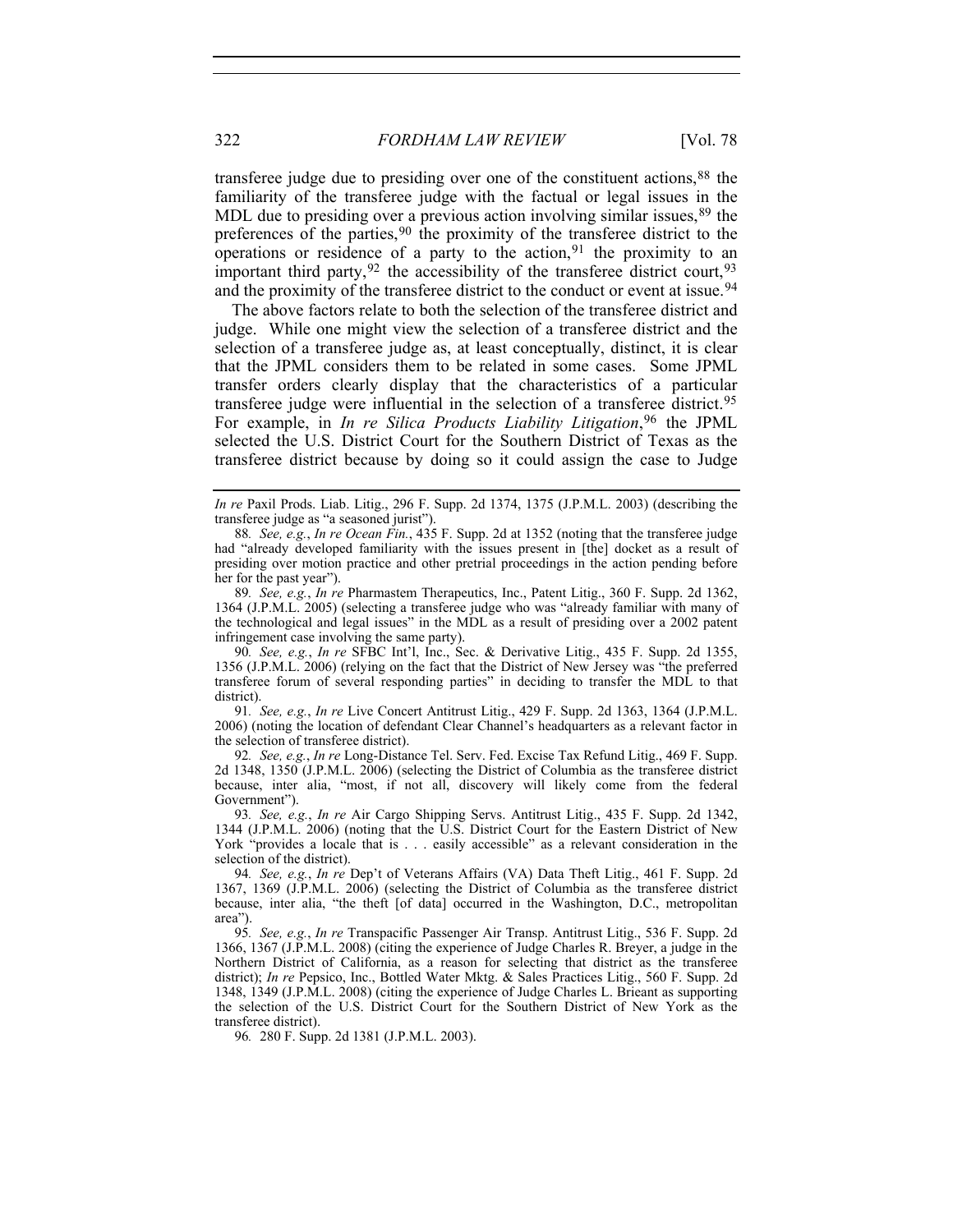transferee judge due to presiding over one of the constituent actions,[88] the familiarity of the transferee judge with the factual or legal issues in the MDL due to presiding over a previous action involving similar issues,[89] the preferences of the parties,[90] the proximity of the transferee district to the operations or residence of a party to the action,[91] the proximity to an important third party,[92] the accessibility of the transferee district court,[93] and the proximity of the transferee district to the conduct or event at issue.[94]

The above factors relate to both the selection of the transferee district and judge. While one might view the selection of a transferee district and the selection of a transferee judge as, at least conceptually, distinct, it is clear that the JPML considers them to be related in some cases. Some JPML transfer orders clearly display that the characteristics of a particular transferee judge were influential in the selection of a transferee district.[95] For example, in *In re Silica Products Liability Litigation*,[96] the JPML selected the U.S. District Court for the Southern District of Texas as the transferee district because by doing so it could assign the case to Judge

---

*In re* Paxil Prods. Liab. Litig., 296 F. Supp. 2d 1374, 1375 (J.P.M.L. 2003) (describing the transferee judge as "a seasoned jurist").

88. *See, e.g.*, *In re Ocean Fin.*, 435 F. Supp. 2d at 1352 (noting that the transferee judge had "already developed familiarity with the issues present in [the] docket as a result of presiding over motion practice and other pretrial proceedings in the action pending before her for the past year").

89. *See, e.g.*, *In re* Pharmastem Therapeutics, Inc., Patent Litig., 360 F. Supp. 2d 1362, 1364 (J.P.M.L. 2005) (selecting a transferee judge who was "already familiar with many of the technological and legal issues" in the MDL as a result of presiding over a 2002 patent infringement case involving the same party).

90. *See, e.g.*, *In re* SFBC Int'l, Inc., Sec. & Derivative Litig., 435 F. Supp. 2d 1355, 1356 (J.P.M.L. 2006) (relying on the fact that the District of New Jersey was "the preferred transferee forum of several responding parties" in deciding to transfer the MDL to that district).

91. *See, e.g.*, *In re* Live Concert Antitrust Litig., 429 F. Supp. 2d 1363, 1364 (J.P.M.L. 2006) (noting the location of defendant Clear Channel's headquarters as a relevant factor in the selection of transferee district).

92. *See, e.g.*, *In re* Long-Distance Tel. Serv. Fed. Excise Tax Refund Litig., 469 F. Supp. 2d 1348, 1350 (J.P.M.L. 2006) (selecting the District of Columbia as the transferee district because, inter alia, "most, if not all, discovery will likely come from the federal Government").

93. *See, e.g.*, *In re* Air Cargo Shipping Servs. Antitrust Litig., 435 F. Supp. 2d 1342, 1344 (J.P.M.L. 2006) (noting that the U.S. District Court for the Eastern District of New York "provides a locale that is . . . easily accessible" as a relevant consideration in the selection of the district).

94. *See, e.g.*, *In re* Dep't of Veterans Affairs (VA) Data Theft Litig., 461 F. Supp. 2d 1367, 1369 (J.P.M.L. 2006) (selecting the District of Columbia as the transferee district because, inter alia, "the theft [of data] occurred in the Washington, D.C., metropolitan area").

95. *See, e.g.*, *In re* Transpacific Passenger Air Transp. Antitrust Litig., 536 F. Supp. 2d 1366, 1367 (J.P.M.L. 2008) (citing the experience of Judge Charles R. Breyer, a judge in the Northern District of California, as a reason for selecting that district as the transferee district); *In re* Pepsico, Inc., Bottled Water Mktg. & Sales Practices Litig., 560 F. Supp. 2d 1348, 1349 (J.P.M.L. 2008) (citing the experience of Judge Charles L. Brieant as supporting the selection of the U.S. District Court for the Southern District of New York as the transferee district).

96. 280 F. Supp. 2d 1381 (J.P.M.L. 2003).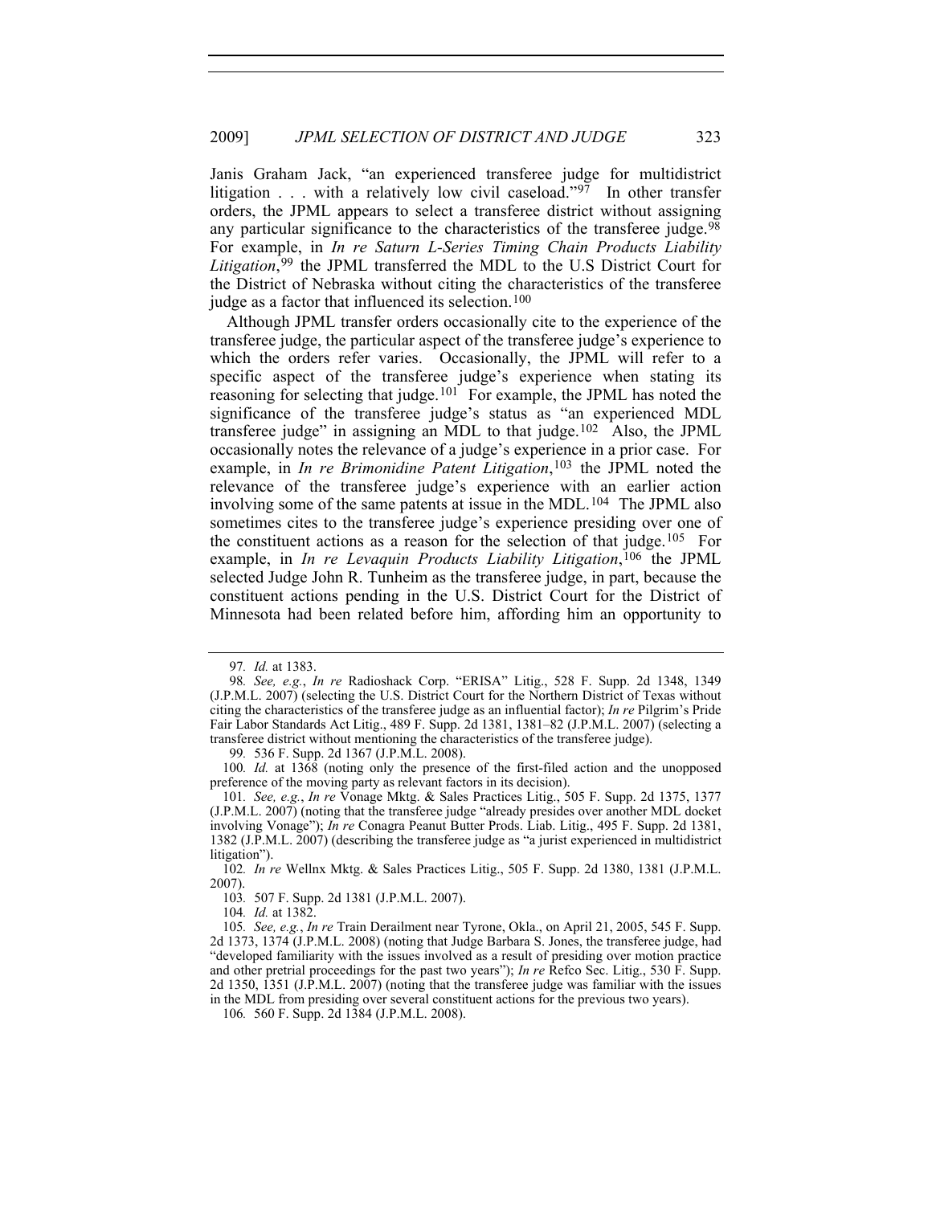Janis Graham Jack, "an experienced transferee judge for multidistrict litigation . . . with a relatively low civil caseload."[97] In other transfer orders, the JPML appears to select a transferee district without assigning any particular significance to the characteristics of the transferee judge.[98] For example, in *In re Saturn L-Series Timing Chain Products Liability Litigation*,[99] the JPML transferred the MDL to the U.S District Court for the District of Nebraska without citing the characteristics of the transferee judge as a factor that influenced its selection.[100]

Although JPML transfer orders occasionally cite to the experience of the transferee judge, the particular aspect of the transferee judge's experience to which the orders refer varies. Occasionally, the JPML will refer to a specific aspect of the transferee judge's experience when stating its reasoning for selecting that judge.[101] For example, the JPML has noted the significance of the transferee judge's status as "an experienced MDL transferee judge" in assigning an MDL to that judge.[102] Also, the JPML occasionally notes the relevance of a judge's experience in a prior case. For example, in *In re Brimonidine Patent Litigation*,[103] the JPML noted the relevance of the transferee judge's experience with an earlier action involving some of the same patents at issue in the MDL.[104] The JPML also sometimes cites to the transferee judge's experience presiding over one of the constituent actions as a reason for the selection of that judge.[105] For example, in *In re Levaquin Products Liability Litigation*,[106] the JPML selected Judge John R. Tunheim as the transferee judge, in part, because the constituent actions pending in the U.S. District Court for the District of Minnesota had been related before him, affording him an opportunity to

---

97. *Id.* at 1383.

98. *See, e.g.*, *In re* Radioshack Corp. "ERISA" Litig., 528 F. Supp. 2d 1348, 1349 (J.P.M.L. 2007) (selecting the U.S. District Court for the Northern District of Texas without citing the characteristics of the transferee judge as an influential factor); *In re* Pilgrim's Pride Fair Labor Standards Act Litig., 489 F. Supp. 2d 1381, 1381–82 (J.P.M.L. 2007) (selecting a transferee district without mentioning the characteristics of the transferee judge).

99. 536 F. Supp. 2d 1367 (J.P.M.L. 2008).

100. *Id.* at 1368 (noting only the presence of the first-filed action and the unopposed preference of the moving party as relevant factors in its decision).

101. *See, e.g.*, *In re* Vonage Mktg. & Sales Practices Litig., 505 F. Supp. 2d 1375, 1377 (J.P.M.L. 2007) (noting that the transferee judge "already presides over another MDL docket involving Vonage"); *In re* Conagra Peanut Butter Prods. Liab. Litig., 495 F. Supp. 2d 1381, 1382 (J.P.M.L. 2007) (describing the transferee judge as "a jurist experienced in multidistrict litigation").

102. *In re* Wellnx Mktg. & Sales Practices Litig., 505 F. Supp. 2d 1380, 1381 (J.P.M.L. 2007).

103. 507 F. Supp. 2d 1381 (J.P.M.L. 2007).

104. *Id.* at 1382.

105. *See, e.g.*, *In re* Train Derailment near Tyrone, Okla., on April 21, 2005, 545 F. Supp. 2d 1373, 1374 (J.P.M.L. 2008) (noting that Judge Barbara S. Jones, the transferee judge, had "developed familiarity with the issues involved as a result of presiding over motion practice and other pretrial proceedings for the past two years"); *In re* Refco Sec. Litig., 530 F. Supp. 2d 1350, 1351 (J.P.M.L. 2007) (noting that the transferee judge was familiar with the issues in the MDL from presiding over several constituent actions for the previous two years).

106. 560 F. Supp. 2d 1384 (J.P.M.L. 2008).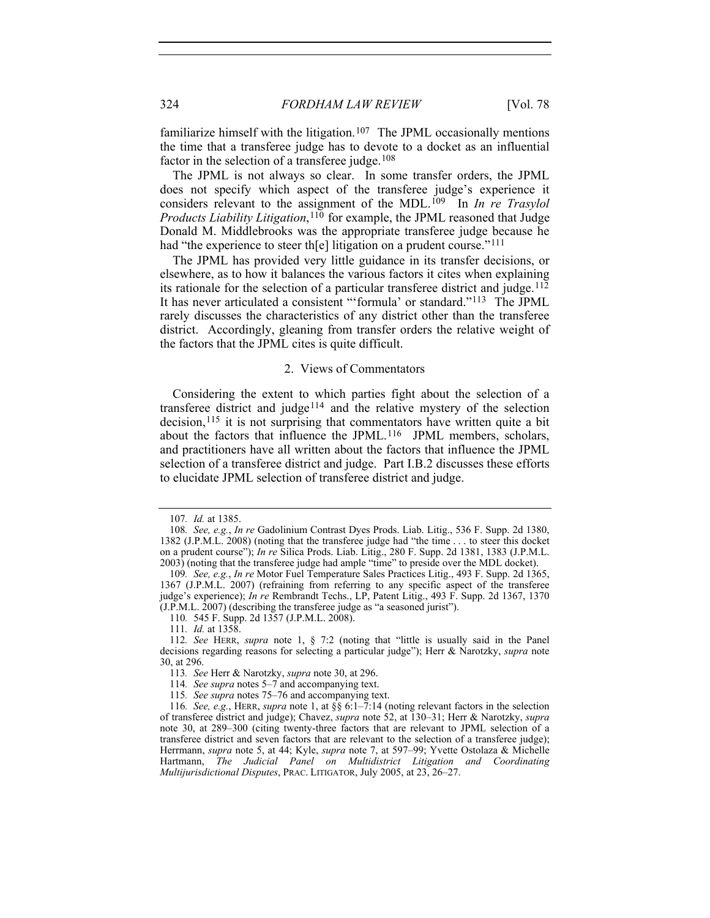familiarize himself with the litigation.[107] The JPML occasionally mentions the time that a transferee judge has to devote to a docket as an influential factor in the selection of a transferee judge.[108]

The JPML is not always so clear. In some transfer orders, the JPML does not specify which aspect of the transferee judge's experience it considers relevant to the assignment of the MDL.[109] In *In re Trasylol Products Liability Litigation*,[110] for example, the JPML reasoned that Judge Donald M. Middlebrooks was the appropriate transferee judge because he had "the experience to steer th[e] litigation on a prudent course."[111]

The JPML has provided very little guidance in its transfer decisions, or elsewhere, as to how it balances the various factors it cites when explaining its rationale for the selection of a particular transferee district and judge.[112] It has never articulated a consistent "'formula' or standard."[113] The JPML rarely discusses the characteristics of any district other than the transferee district. Accordingly, gleaning from transfer orders the relative weight of the factors that the JPML cites is quite difficult.

### 2. Views of Commentators

Considering the extent to which parties fight about the selection of a transferee district and judge[114] and the relative mystery of the selection decision,[115] it is not surprising that commentators have written quite a bit about the factors that influence the JPML.[116] JPML members, scholars, and practitioners have all written about the factors that influence the JPML selection of a transferee district and judge. Part I.B.2 discusses these efforts to elucidate JPML selection of transferee district and judge.

---

107. *Id.* at 1385.

108. *See, e.g.*, *In re* Gadolinium Contrast Dyes Prods. Liab. Litig., 536 F. Supp. 2d 1380, 1382 (J.P.M.L. 2008) (noting that the transferee judge had "the time . . . to steer this docket on a prudent course"); *In re* Silica Prods. Liab. Litig., 280 F. Supp. 2d 1381, 1383 (J.P.M.L. 2003) (noting that the transferee judge had ample "time" to preside over the MDL docket).

109. *See, e.g.*, *In re* Motor Fuel Temperature Sales Practices Litig., 493 F. Supp. 2d 1365, 1367 (J.P.M.L. 2007) (refraining from referring to any specific aspect of the transferee judge's experience); *In re* Rembrandt Techs., LP, Patent Litig., 493 F. Supp. 2d 1367, 1370 (J.P.M.L. 2007) (describing the transferee judge as "a seasoned jurist").

110. 545 F. Supp. 2d 1357 (J.P.M.L. 2008).

111. *Id.* at 1358.

112. *See* HERR, *supra* note 1, § 7:2 (noting that "little is usually said in the Panel decisions regarding reasons for selecting a particular judge"); Herr & Narotzky, *supra* note 30, at 296.

113. *See* Herr & Narotzky, *supra* note 30, at 296.

114. *See supra* notes 5–7 and accompanying text.

115. *See supra* notes 75–76 and accompanying text.

116. *See, e.g.*, HERR, *supra* note 1, at §§ 6:1–7:14 (noting relevant factors in the selection of transferee district and judge); Chavez, *supra* note 52, at 130–31; Herr & Narotzky, *supra* note 30, at 289–300 (citing twenty-three factors that are relevant to JPML selection of a transferee district and seven factors that are relevant to the selection of a transferee judge); Herrmann, *supra* note 5, at 44; Kyle, *supra* note 7, at 597–99; Yvette Ostolaza & Michelle Hartmann, *The Judicial Panel on Multidistrict Litigation and Coordinating Multijurisdictional Disputes*, PRAC. LITIGATOR, July 2005, at 23, 26–27.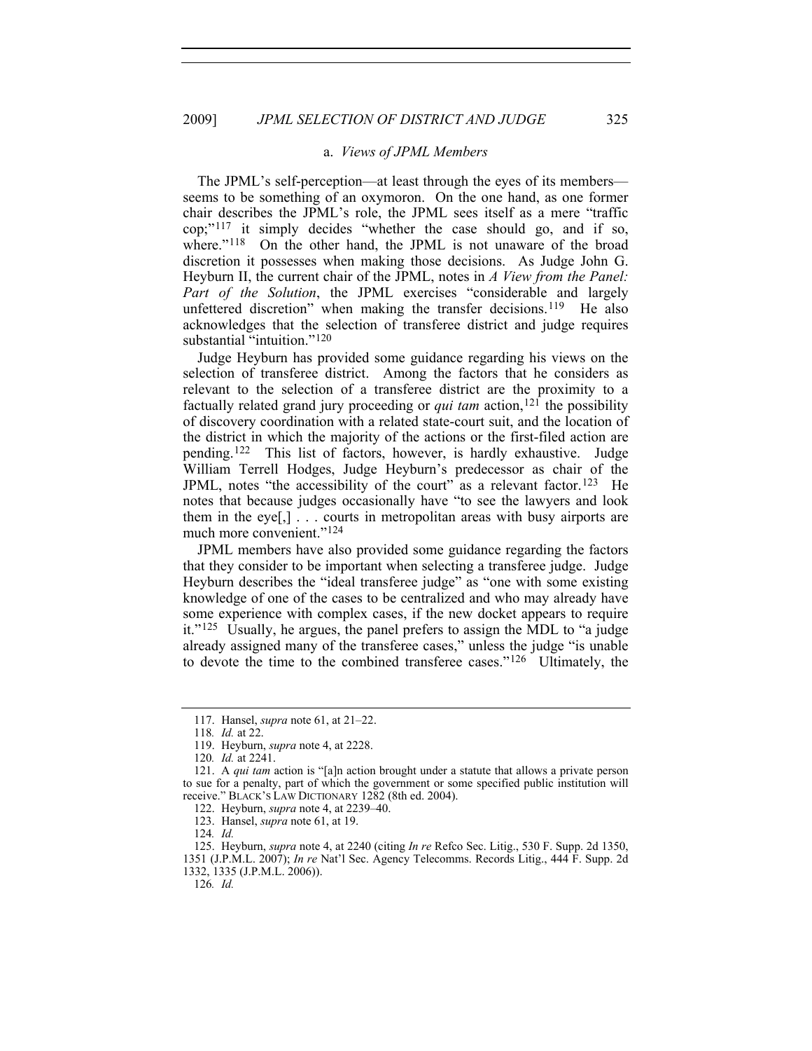### a. *Views of JPML Members*

The JPML's self-perception—at least through the eyes of its members—seems to be something of an oxymoron. On the one hand, as one former chair describes the JPML's role, the JPML sees itself as a mere "traffic cop;"[117] it simply decides "whether the case should go, and if so, where."[118] On the other hand, the JPML is not unaware of the broad discretion it possesses when making those decisions. As Judge John G. Heyburn II, the current chair of the JPML, notes in *A View from the Panel: Part of the Solution*, the JPML exercises "considerable and largely unfettered discretion" when making the transfer decisions.[119] He also acknowledges that the selection of transferee district and judge requires substantial "intuition."[120]

Judge Heyburn has provided some guidance regarding his views on the selection of transferee district. Among the factors that he considers as relevant to the selection of a transferee district are the proximity to a factually related grand jury proceeding or *qui tam* action,[121] the possibility of discovery coordination with a related state-court suit, and the location of the district in which the majority of the actions or the first-filed action are pending.[122] This list of factors, however, is hardly exhaustive. Judge William Terrell Hodges, Judge Heyburn's predecessor as chair of the JPML, notes "the accessibility of the court" as a relevant factor.[123] He notes that because judges occasionally have "to see the lawyers and look them in the eye[,] . . . courts in metropolitan areas with busy airports are much more convenient."[124]

JPML members have also provided some guidance regarding the factors that they consider to be important when selecting a transferee judge. Judge Heyburn describes the "ideal transferee judge" as "one with some existing knowledge of one of the cases to be centralized and who may already have some experience with complex cases, if the new docket appears to require it."[125] Usually, he argues, the panel prefers to assign the MDL to "a judge already assigned many of the transferee cases," unless the judge "is unable to devote the time to the combined transferee cases."[126] Ultimately, the

---

117. Hansel, *supra* note 61, at 21–22.

118. *Id.* at 22.

119. Heyburn, *supra* note 4, at 2228.

120. *Id.* at 2241.

121. A *qui tam* action is "[a]n action brought under a statute that allows a private person to sue for a penalty, part of which the government or some specified public institution will receive." BLACK'S LAW DICTIONARY 1282 (8th ed. 2004).

122. Heyburn, *supra* note 4, at 2239–40.

123. Hansel, *supra* note 61, at 19.

124. *Id.*

125. Heyburn, *supra* note 4, at 2240 (citing *In re* Refco Sec. Litig., 530 F. Supp. 2d 1350, 1351 (J.P.M.L. 2007); *In re* Nat'l Sec. Agency Telecomms. Records Litig., 444 F. Supp. 2d 1332, 1335 (J.P.M.L. 2006)).

126. *Id.*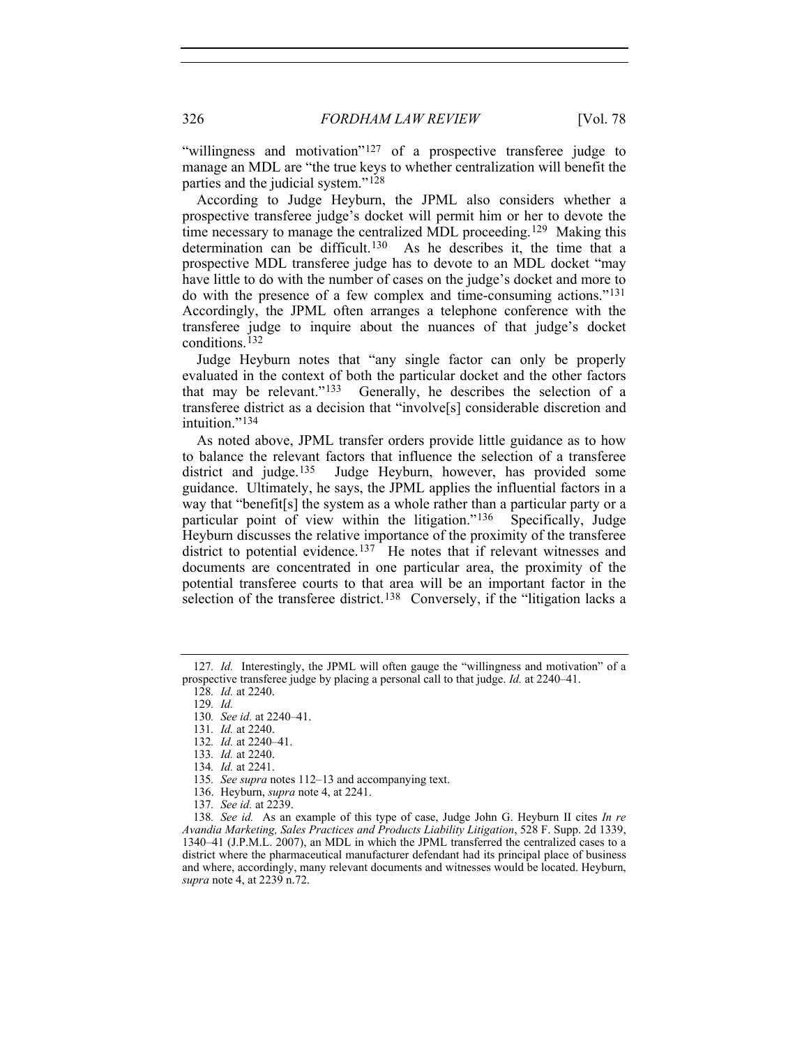"willingness and motivation"[127] of a prospective transferee judge to manage an MDL are "the true keys to whether centralization will benefit the parties and the judicial system."[128]

According to Judge Heyburn, the JPML also considers whether a prospective transferee judge's docket will permit him or her to devote the time necessary to manage the centralized MDL proceeding.[129] Making this determination can be difficult.[130] As he describes it, the time that a prospective MDL transferee judge has to devote to an MDL docket "may have little to do with the number of cases on the judge's docket and more to do with the presence of a few complex and time-consuming actions."[131] Accordingly, the JPML often arranges a telephone conference with the transferee judge to inquire about the nuances of that judge's docket conditions.[132]

Judge Heyburn notes that "any single factor can only be properly evaluated in the context of both the particular docket and the other factors that may be relevant."[133] Generally, he describes the selection of a transferee district as a decision that "involve[s] considerable discretion and intuition."[134]

As noted above, JPML transfer orders provide little guidance as to how to balance the relevant factors that influence the selection of a transferee district and judge.[135] Judge Heyburn, however, has provided some guidance. Ultimately, he says, the JPML applies the influential factors in a way that "benefit[s] the system as a whole rather than a particular party or a particular point of view within the litigation."[136] Specifically, Judge Heyburn discusses the relative importance of the proximity of the transferee district to potential evidence.[137] He notes that if relevant witnesses and documents are concentrated in one particular area, the proximity of the potential transferee courts to that area will be an important factor in the selection of the transferee district.[138] Conversely, if the "litigation lacks a

---

127. *Id.* Interestingly, the JPML will often gauge the "willingness and motivation" of a prospective transferee judge by placing a personal call to that judge. *Id.* at 2240–41.

128. *Id.* at 2240.

129. *Id.*

130. *See id.* at 2240–41.

131. *Id.* at 2240.

132. *Id.* at 2240–41.

133. *Id.* at 2240.

134. *Id.* at 2241.

135. *See supra* notes 112–13 and accompanying text.

136. Heyburn, *supra* note 4, at 2241.

137. *See id.* at 2239.

138. *See id.* As an example of this type of case, Judge John G. Heyburn II cites *In re Avandia Marketing, Sales Practices and Products Liability Litigation*, 528 F. Supp. 2d 1339, 1340–41 (J.P.M.L. 2007), an MDL in which the JPML transferred the centralized cases to a district where the pharmaceutical manufacturer defendant had its principal place of business and where, accordingly, many relevant documents and witnesses would be located. Heyburn, *supra* note 4, at 2239 n.72.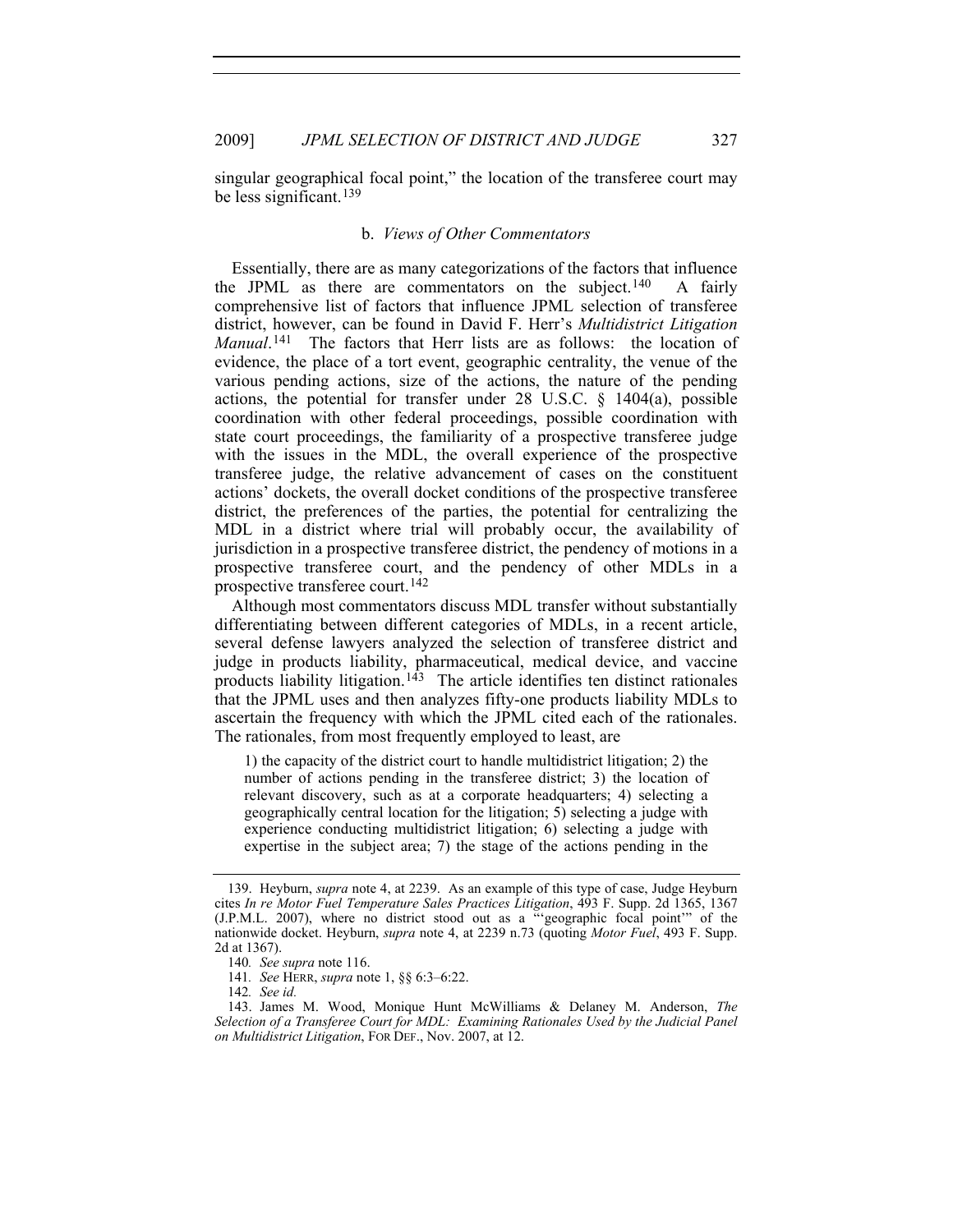singular geographical focal point," the location of the transferee court may be less significant.[139]

### b. *Views of Other Commentators*

Essentially, there are as many categorizations of the factors that influence the JPML as there are commentators on the subject.[140] A fairly comprehensive list of factors that influence JPML selection of transferee district, however, can be found in David F. Herr's *Multidistrict Litigation Manual*.[141] The factors that Herr lists are as follows: the location of evidence, the place of a tort event, geographic centrality, the venue of the various pending actions, size of the actions, the nature of the pending actions, the potential for transfer under 28 U.S.C. § 1404(a), possible coordination with other federal proceedings, possible coordination with state court proceedings, the familiarity of a prospective transferee judge with the issues in the MDL, the overall experience of the prospective transferee judge, the relative advancement of cases on the constituent actions' dockets, the overall docket conditions of the prospective transferee district, the preferences of the parties, the potential for centralizing the MDL in a district where trial will probably occur, the availability of jurisdiction in a prospective transferee district, the pendency of motions in a prospective transferee court, and the pendency of other MDLs in a prospective transferee court.[142]

Although most commentators discuss MDL transfer without substantially differentiating between different categories of MDLs, in a recent article, several defense lawyers analyzed the selection of transferee district and judge in products liability, pharmaceutical, medical device, and vaccine products liability litigation.[143] The article identifies ten distinct rationales that the JPML uses and then analyzes fifty-one products liability MDLs to ascertain the frequency with which the JPML cited each of the rationales. The rationales, from most frequently employed to least, are

> 1) the capacity of the district court to handle multidistrict litigation; 2) the number of actions pending in the transferee district; 3) the location of relevant discovery, such as at a corporate headquarters; 4) selecting a geographically central location for the litigation; 5) selecting a judge with experience conducting multidistrict litigation; 6) selecting a judge with expertise in the subject area; 7) the stage of the actions pending in the

---

139. Heyburn, *supra* note 4, at 2239. As an example of this type of case, Judge Heyburn cites *In re Motor Fuel Temperature Sales Practices Litigation*, 493 F. Supp. 2d 1365, 1367 (J.P.M.L. 2007), where no district stood out as a "'geographic focal point'" of the nationwide docket. Heyburn, *supra* note 4, at 2239 n.73 (quoting *Motor Fuel*, 493 F. Supp. 2d at 1367).

140. *See supra* note 116.

141. *See* HERR, *supra* note 1, §§ 6:3–6:22.

142. *See id.*

143. James M. Wood, Monique Hunt McWilliams & Delaney M. Anderson, *The Selection of a Transferee Court for MDL: Examining Rationales Used by the Judicial Panel on Multidistrict Litigation*, FOR DEF., Nov. 2007, at 12.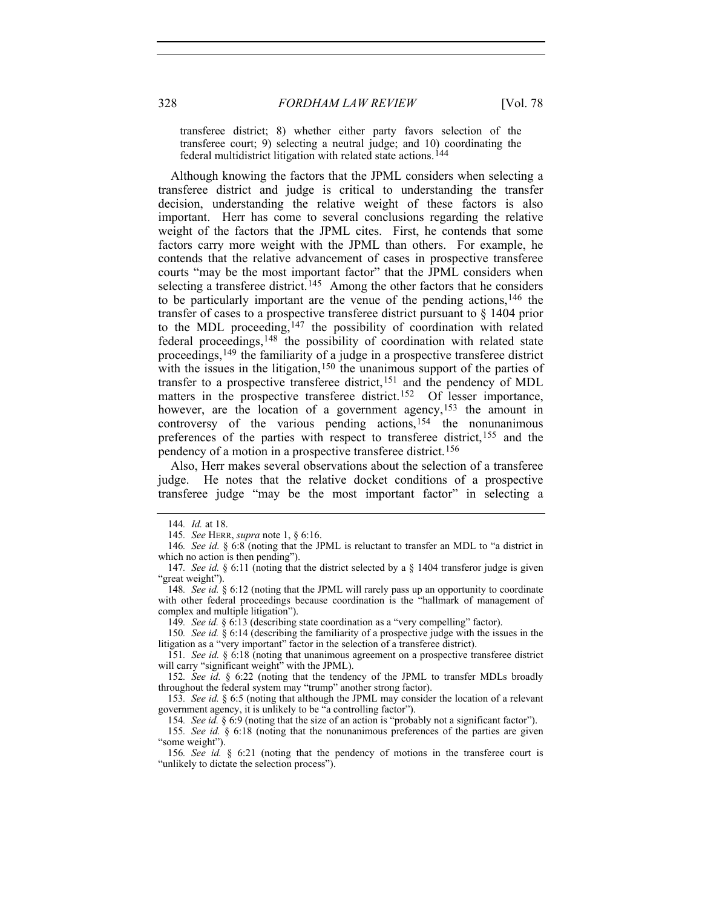transferee district; 8) whether either party favors selection of the transferee court; 9) selecting a neutral judge; and 10) coordinating the federal multidistrict litigation with related state actions.[144]

Although knowing the factors that the JPML considers when selecting a transferee district and judge is critical to understanding the transfer decision, understanding the relative weight of these factors is also important. Herr has come to several conclusions regarding the relative weight of the factors that the JPML cites. First, he contends that some factors carry more weight with the JPML than others. For example, he contends that the relative advancement of cases in prospective transferee courts "may be the most important factor" that the JPML considers when selecting a transferee district.[145] Among the other factors that he considers to be particularly important are the venue of the pending actions,[146] the transfer of cases to a prospective transferee district pursuant to § 1404 prior to the MDL proceeding,[147] the possibility of coordination with related federal proceedings,[148] the possibility of coordination with related state proceedings,[149] the familiarity of a judge in a prospective transferee district with the issues in the litigation,[150] the unanimous support of the parties of transfer to a prospective transferee district,[151] and the pendency of MDL matters in the prospective transferee district.[152] Of lesser importance, however, are the location of a government agency,[153] the amount in controversy of the various pending actions,[154] the nonunanimous preferences of the parties with respect to transferee district,[155] and the pendency of a motion in a prospective transferee district.[156]

Also, Herr makes several observations about the selection of a transferee judge. He notes that the relative docket conditions of a prospective transferee judge "may be the most important factor" in selecting a

---

144. *Id.* at 18.

145. *See* HERR, *supra* note 1, § 6:16.

146. *See id.* § 6:8 (noting that the JPML is reluctant to transfer an MDL to "a district in which no action is then pending").

147. *See id.* § 6:11 (noting that the district selected by a § 1404 transferor judge is given "great weight").

148. *See id.* § 6:12 (noting that the JPML will rarely pass up an opportunity to coordinate with other federal proceedings because coordination is the "hallmark of management of complex and multiple litigation").

149. *See id.* § 6:13 (describing state coordination as a "very compelling" factor).

150. *See id.* § 6:14 (describing the familiarity of a prospective judge with the issues in the litigation as a "very important" factor in the selection of a transferee district).

151. *See id.* § 6:18 (noting that unanimous agreement on a prospective transferee district will carry "significant weight" with the JPML).

152. *See id.* § 6:22 (noting that the tendency of the JPML to transfer MDLs broadly throughout the federal system may "trump" another strong factor).

153. *See id.* § 6:5 (noting that although the JPML may consider the location of a relevant government agency, it is unlikely to be "a controlling factor").

154. *See id.* § 6:9 (noting that the size of an action is "probably not a significant factor").

155. *See id.* § 6:18 (noting that the nonunanimous preferences of the parties are given "some weight").

156. *See id.* § 6:21 (noting that the pendency of motions in the transferee court is "unlikely to dictate the selection process").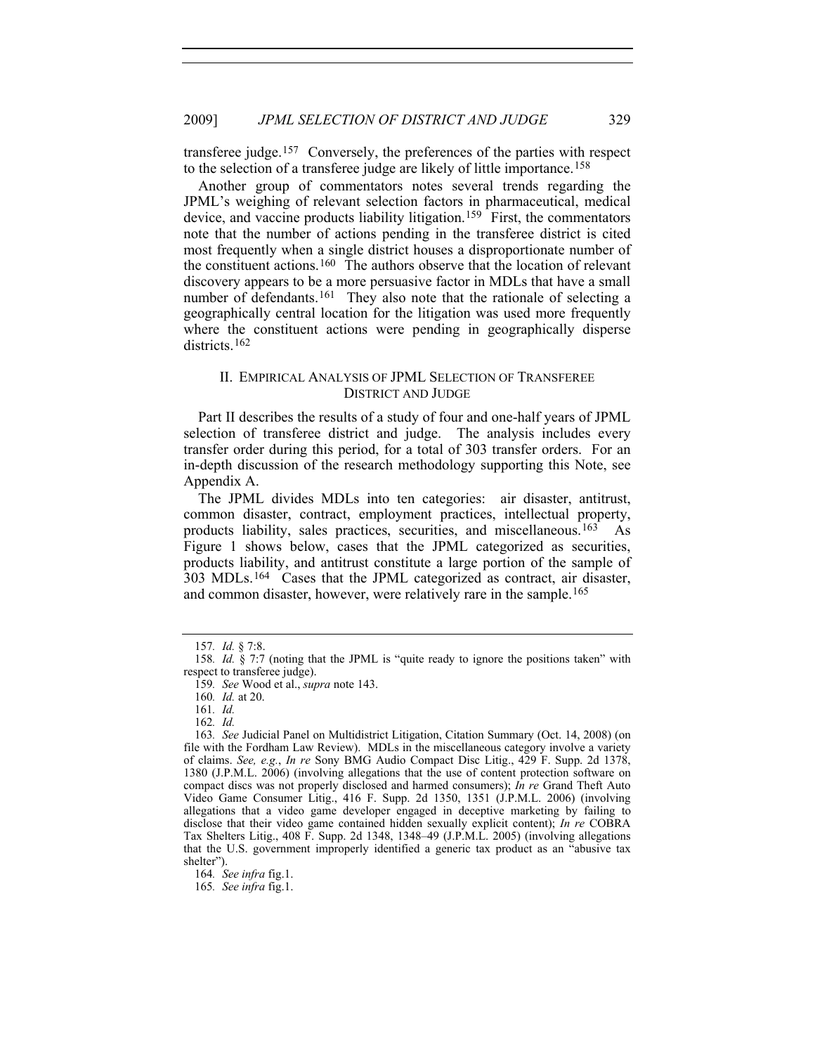transferee judge.[157] Conversely, the preferences of the parties with respect to the selection of a transferee judge are likely of little importance.[158]

Another group of commentators notes several trends regarding the JPML's weighing of relevant selection factors in pharmaceutical, medical device, and vaccine products liability litigation.[159] First, the commentators note that the number of actions pending in the transferee district is cited most frequently when a single district houses a disproportionate number of the constituent actions.[160] The authors observe that the location of relevant discovery appears to be a more persuasive factor in MDLs that have a small number of defendants.[161] They also note that the rationale of selecting a geographically central location for the litigation was used more frequently where the constituent actions were pending in geographically disperse districts.[162]

## II. EMPIRICAL ANALYSIS OF JPML SELECTION OF TRANSFEREE DISTRICT AND JUDGE

Part II describes the results of a study of four and one-half years of JPML selection of transferee district and judge. The analysis includes every transfer order during this period, for a total of 303 transfer orders. For an in-depth discussion of the research methodology supporting this Note, see Appendix A.

The JPML divides MDLs into ten categories: air disaster, antitrust, common disaster, contract, employment practices, intellectual property, products liability, sales practices, securities, and miscellaneous.[163] As Figure 1 shows below, cases that the JPML categorized as securities, products liability, and antitrust constitute a large portion of the sample of 303 MDLs.[164] Cases that the JPML categorized as contract, air disaster, and common disaster, however, were relatively rare in the sample.[165]

---

157. *Id.* § 7:8.

158. *Id.* § 7:7 (noting that the JPML is "quite ready to ignore the positions taken" with respect to transferee judge).

159. *See* Wood et al., *supra* note 143.

160. *Id.* at 20.

161. *Id.*

162. *Id.*

163. *See* Judicial Panel on Multidistrict Litigation, Citation Summary (Oct. 14, 2008) (on file with the Fordham Law Review). MDLs in the miscellaneous category involve a variety of claims. *See, e.g.*, *In re* Sony BMG Audio Compact Disc Litig., 429 F. Supp. 2d 1378, 1380 (J.P.M.L. 2006) (involving allegations that the use of content protection software on compact discs was not properly disclosed and harmed consumers); *In re* Grand Theft Auto Video Game Consumer Litig., 416 F. Supp. 2d 1350, 1351 (J.P.M.L. 2006) (involving allegations that a video game developer engaged in deceptive marketing by failing to disclose that their video game contained hidden sexually explicit content); *In re* COBRA Tax Shelters Litig., 408 F. Supp. 2d 1348, 1348–49 (J.P.M.L. 2005) (involving allegations that the U.S. government improperly identified a generic tax product as an "abusive tax shelter").

164. *See infra* fig.1.

165. *See infra* fig.1.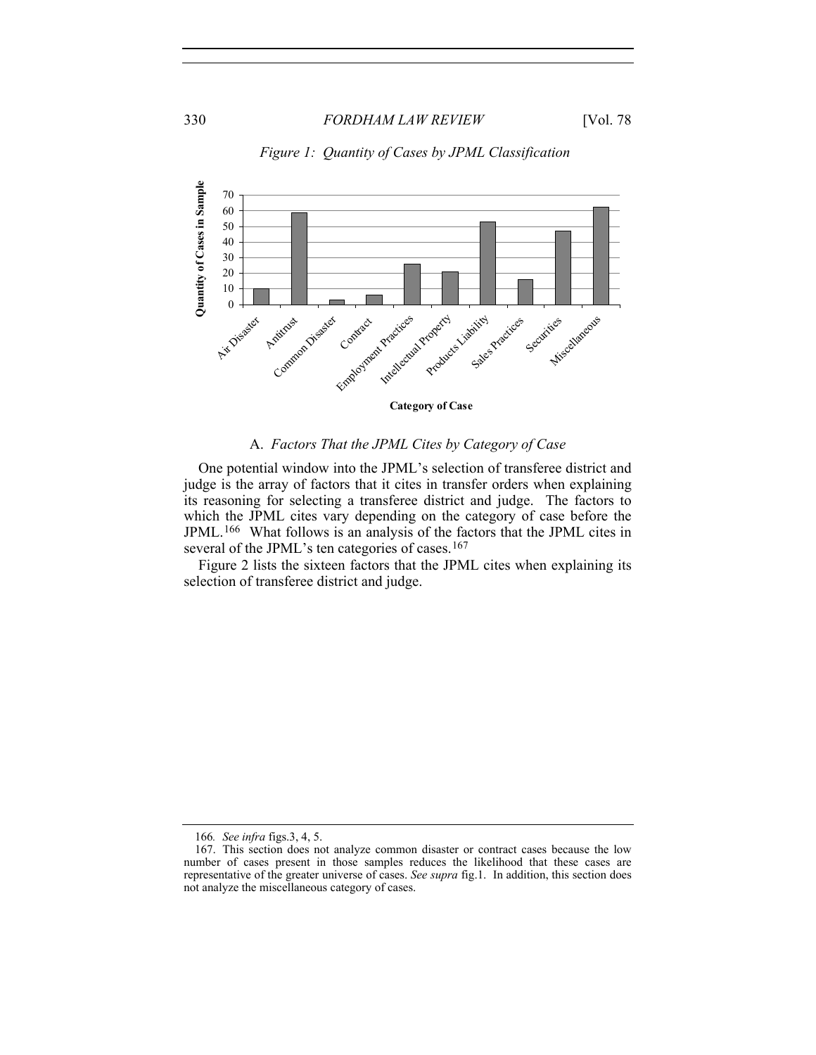*Figure 1: Quantity of Cases by JPML Classification*

### A. *Factors That the JPML Cites by Category of Case*

One potential window into the JPML's selection of transferee district and judge is the array of factors that it cites in transfer orders when explaining its reasoning for selecting a transferee district and judge. The factors to which the JPML cites vary depending on the category of case before the JPML.[166] What follows is an analysis of the factors that the JPML cites in several of the JPML's ten categories of cases.[167]

Figure 2 lists the sixteen factors that the JPML cites when explaining its selection of transferee district and judge.

---

166. *See infra* figs.3, 4, 5.

167. This section does not analyze common disaster or contract cases because the low number of cases present in those samples reduces the likelihood that these cases are representative of the greater universe of cases. *See supra* fig.1. In addition, this section does not analyze the miscellaneous category of cases.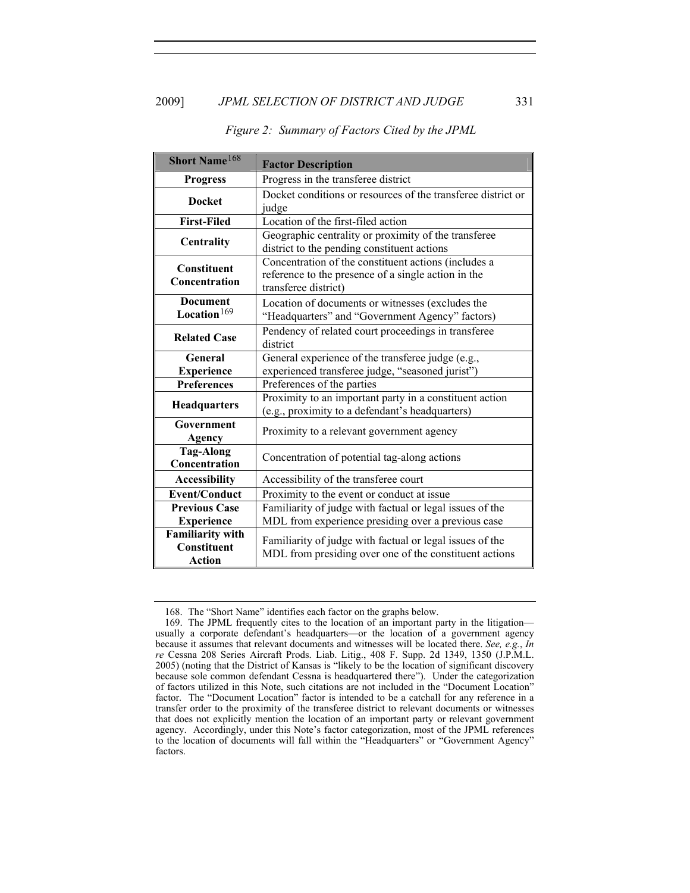*Figure 2: Summary of Factors Cited by the JPML*

| **Short Name**[168] | **Factor Description** |
|---|---|
| **Progress** | Progress in the transferee district |
| **Docket** | Docket conditions or resources of the transferee district or judge |
| **First-Filed** | Location of the first-filed action |
| **Centrality** | Geographic centrality or proximity of the transferee district to the pending constituent actions |
| **Constituent Concentration** | Concentration of the constituent actions (includes a reference to the presence of a single action in the transferee district) |
| **Document Location**[169] | Location of documents or witnesses (excludes the "Headquarters" and "Government Agency" factors) |
| **Related Case** | Pendency of related court proceedings in transferee district |
| **General Experience** | General experience of the transferee judge (e.g., experienced transferee judge, "seasoned jurist") |
| **Preferences** | Preferences of the parties |
| **Headquarters** | Proximity to an important party in a constituent action (e.g., proximity to a defendant's headquarters) |
| **Government Agency** | Proximity to a relevant government agency |
| **Tag-Along Concentration** | Concentration of potential tag-along actions |
| **Accessibility** | Accessibility of the transferee court |
| **Event/Conduct** | Proximity to the event or conduct at issue |
| **Previous Case Experience** | Familiarity of judge with factual or legal issues of the MDL from experience presiding over a previous case |
| **Familiarity with Constituent Action** | Familiarity of judge with factual or legal issues of the MDL from presiding over one of the constituent actions |

168. The "Short Name" identifies each factor on the graphs below.

169. The JPML frequently cites to the location of an important party in the litigation—usually a corporate defendant's headquarters—or the location of a government agency because it assumes that relevant documents and witnesses will be located there. *See, e.g.*, *In re* Cessna 208 Series Aircraft Prods. Liab. Litig., 408 F. Supp. 2d 1349, 1350 (J.P.M.L. 2005) (noting that the District of Kansas is "likely to be the location of significant discovery because sole common defendant Cessna is headquartered there"). Under the categorization of factors utilized in this Note, such citations are not included in the "Document Location" factor. The "Document Location" factor is intended to be a catchall for any reference in a transfer order to the proximity of the transferee district to relevant documents or witnesses that does not explicitly mention the location of an important party or relevant government agency. Accordingly, under this Note's factor categorization, most of the JPML references to the location of documents will fall within the "Headquarters" or "Government Agency" factors.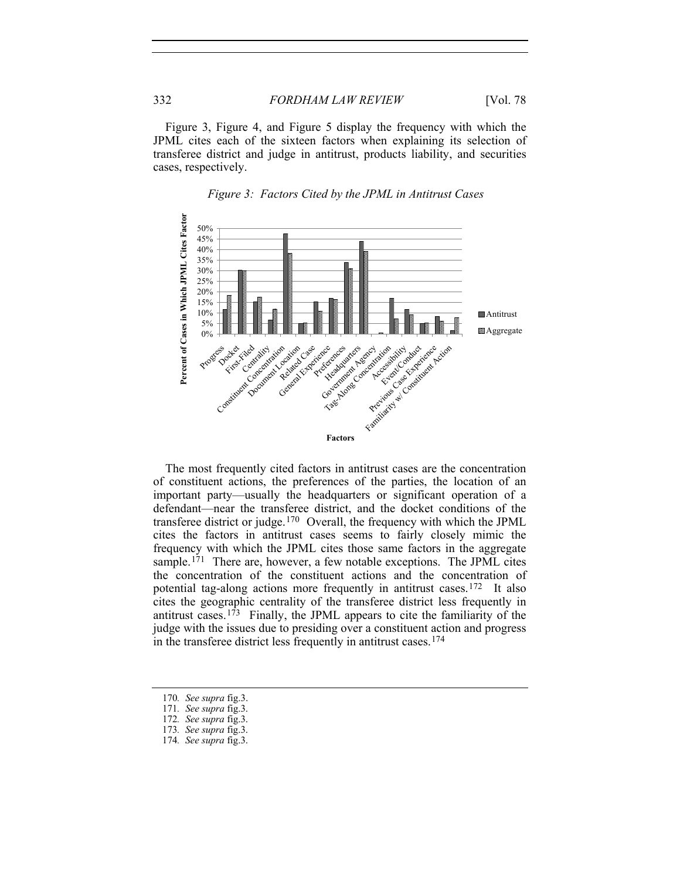Figure 3, Figure 4, and Figure 5 display the frequency with which the JPML cites each of the sixteen factors when explaining its selection of transferee district and judge in antitrust, products liability, and securities cases, respectively.

*Figure 3: Factors Cited by the JPML in Antitrust Cases*

The most frequently cited factors in antitrust cases are the concentration of constituent actions, the preferences of the parties, the location of an important party—usually the headquarters or significant operation of a defendant—near the transferee district, and the docket conditions of the transferee district or judge.[170] Overall, the frequency with which the JPML cites the factors in antitrust cases seems to fairly closely mimic the frequency with which the JPML cites those same factors in the aggregate sample.[171] There are, however, a few notable exceptions. The JPML cites the concentration of the constituent actions and the concentration of potential tag-along actions more frequently in antitrust cases.[172] It also cites the geographic centrality of the transferee district less frequently in antitrust cases.[173] Finally, the JPML appears to cite the familiarity of the judge with the issues due to presiding over a constituent action and progress in the transferee district less frequently in antitrust cases.[174]

---

170. *See supra* fig.3.
171. *See supra* fig.3.
172. *See supra* fig.3.
173. *See supra* fig.3.
174. *See supra* fig.3.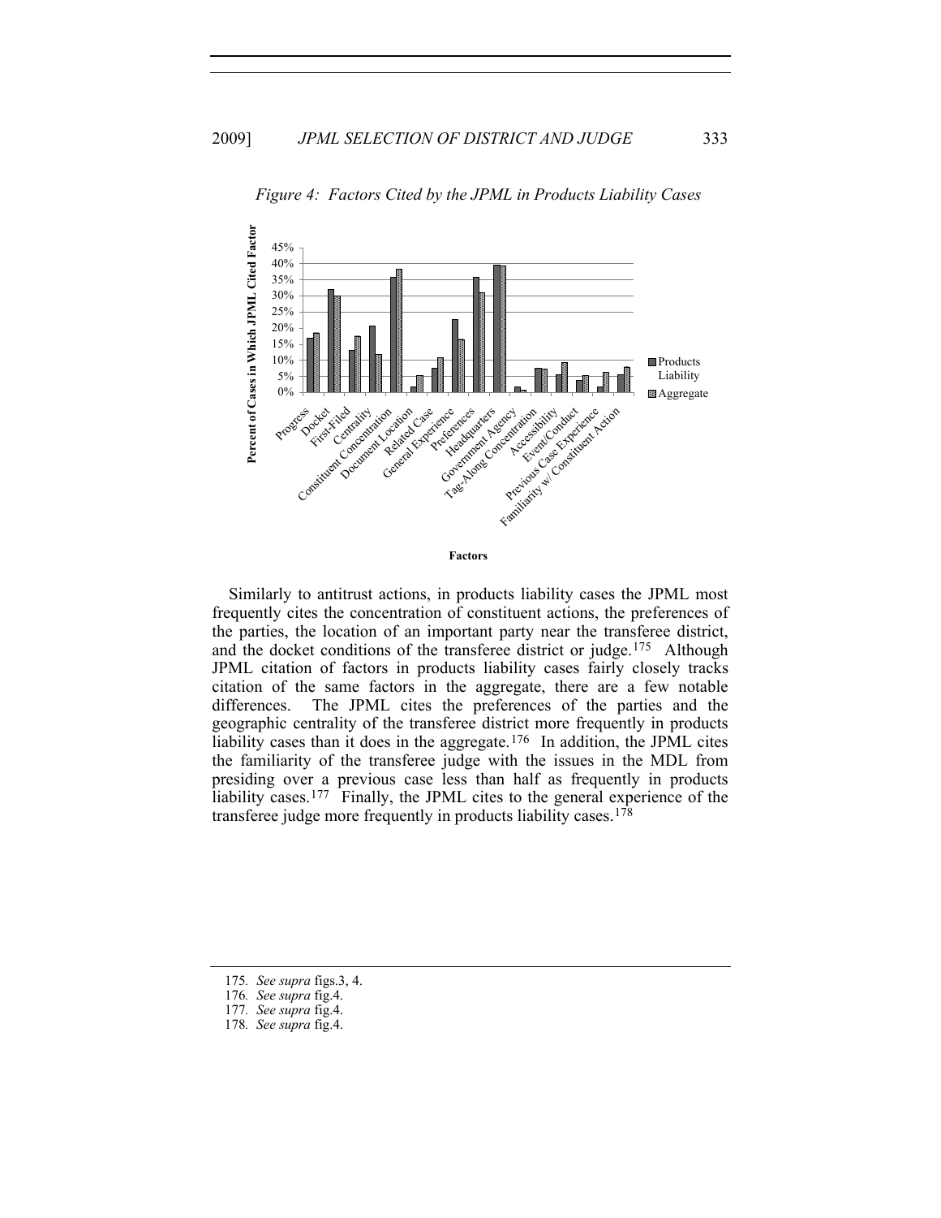*Figure 4: Factors Cited by the JPML in Products Liability Cases*

Similarly to antitrust actions, in products liability cases the JPML most frequently cites the concentration of constituent actions, the preferences of the parties, the location of an important party near the transferee district, and the docket conditions of the transferee district or judge.[175] Although JPML citation of factors in products liability cases fairly closely tracks citation of the same factors in the aggregate, there are a few notable differences. The JPML cites the preferences of the parties and the geographic centrality of the transferee district more frequently in products liability cases than it does in the aggregate.[176] In addition, the JPML cites the familiarity of the transferee judge with the issues in the MDL from presiding over a previous case less than half as frequently in products liability cases.[177] Finally, the JPML cites to the general experience of the transferee judge more frequently in products liability cases.[178]

175. *See supra* figs.3, 4.

176. *See supra* fig.4.

177. *See supra* fig.4.

178. *See supra* fig.4.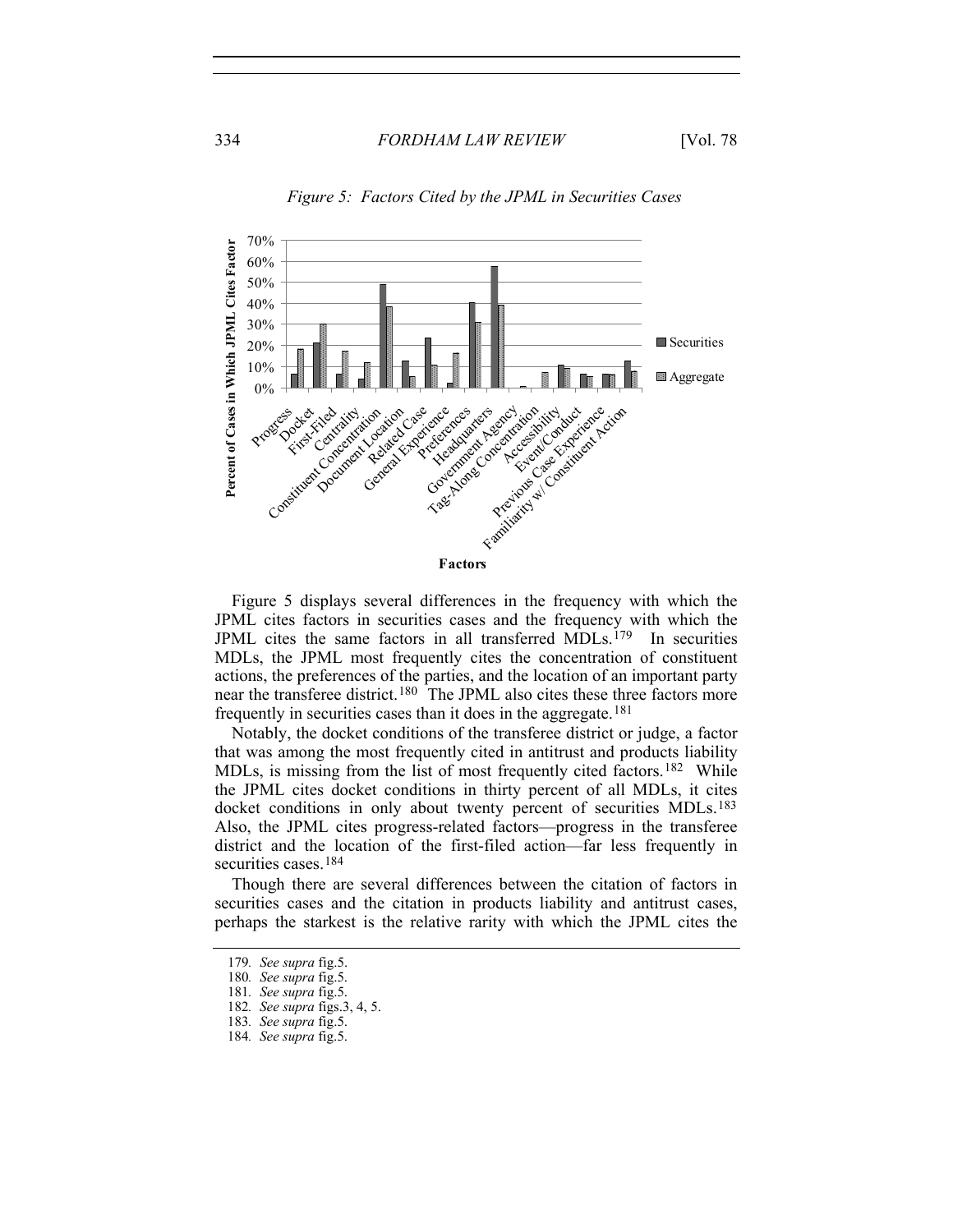*Figure 5: Factors Cited by the JPML in Securities Cases*

Figure 5 displays several differences in the frequency with which the JPML cites factors in securities cases and the frequency with which the JPML cites the same factors in all transferred MDLs.[179] In securities MDLs, the JPML most frequently cites the concentration of constituent actions, the preferences of the parties, and the location of an important party near the transferee district.[180] The JPML also cites these three factors more frequently in securities cases than it does in the aggregate.[181]

Notably, the docket conditions of the transferee district or judge, a factor that was among the most frequently cited in antitrust and products liability MDLs, is missing from the list of most frequently cited factors.[182] While the JPML cites docket conditions in thirty percent of all MDLs, it cites docket conditions in only about twenty percent of securities MDLs.[183] Also, the JPML cites progress-related factors—progress in the transferee district and the location of the first-filed action—far less frequently in securities cases.[184]

Though there are several differences between the citation of factors in securities cases and the citation in products liability and antitrust cases, perhaps the starkest is the relative rarity with which the JPML cites the

---

179. *See supra* fig.5.

180. *See supra* fig.5.

181. *See supra* fig.5.

182. *See supra* figs.3, 4, 5.

183. *See supra* fig.5.

184. *See supra* fig.5.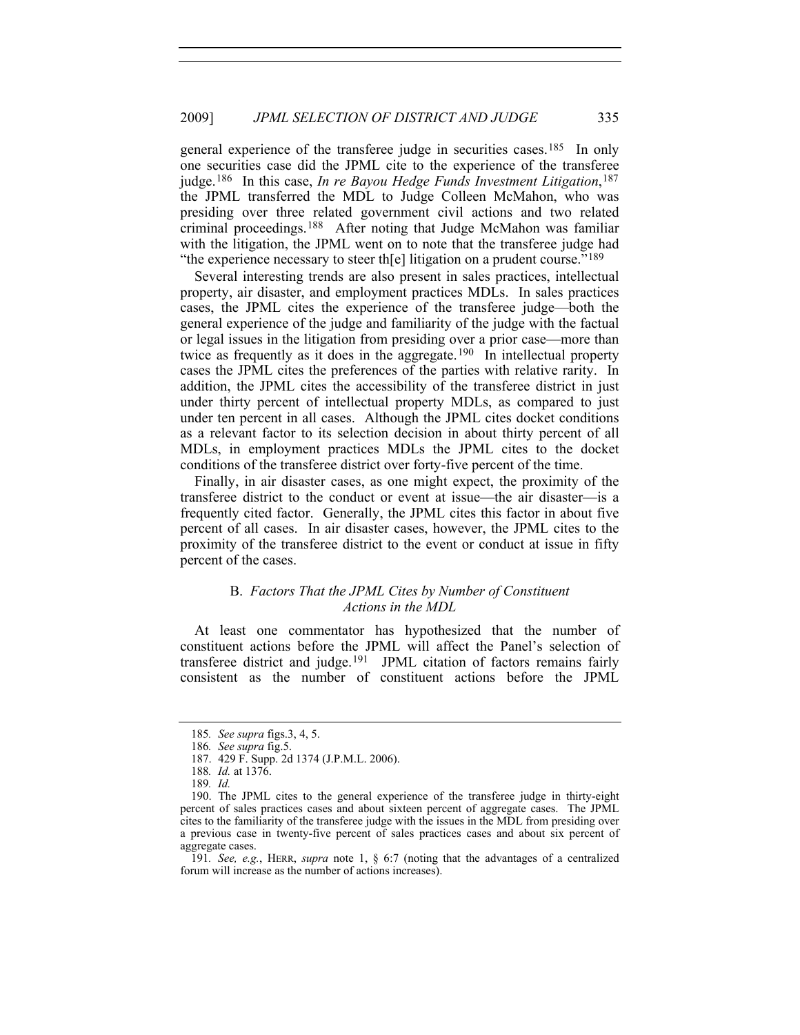general experience of the transferee judge in securities cases.[185] In only one securities case did the JPML cite to the experience of the transferee judge.[186] In this case, *In re Bayou Hedge Funds Investment Litigation*,[187] the JPML transferred the MDL to Judge Colleen McMahon, who was presiding over three related government civil actions and two related criminal proceedings.[188] After noting that Judge McMahon was familiar with the litigation, the JPML went on to note that the transferee judge had "the experience necessary to steer th[e] litigation on a prudent course."[189]

Several interesting trends are also present in sales practices, intellectual property, air disaster, and employment practices MDLs. In sales practices cases, the JPML cites the experience of the transferee judge—both the general experience of the judge and familiarity of the judge with the factual or legal issues in the litigation from presiding over a prior case—more than twice as frequently as it does in the aggregate.[190] In intellectual property cases the JPML cites the preferences of the parties with relative rarity. In addition, the JPML cites the accessibility of the transferee district in just under thirty percent of intellectual property MDLs, as compared to just under ten percent in all cases. Although the JPML cites docket conditions as a relevant factor to its selection decision in about thirty percent of all MDLs, in employment practices MDLs the JPML cites to the docket conditions of the transferee district over forty-five percent of the time.

Finally, in air disaster cases, as one might expect, the proximity of the transferee district to the conduct or event at issue—the air disaster—is a frequently cited factor. Generally, the JPML cites this factor in about five percent of all cases. In air disaster cases, however, the JPML cites to the proximity of the transferee district to the event or conduct at issue in fifty percent of the cases.

### B. *Factors That the JPML Cites by Number of Constituent Actions in the MDL*

At least one commentator has hypothesized that the number of constituent actions before the JPML will affect the Panel's selection of transferee district and judge.[191] JPML citation of factors remains fairly consistent as the number of constituent actions before the JPML

---

185. *See supra* figs.3, 4, 5.

186. *See supra* fig.5.

187. 429 F. Supp. 2d 1374 (J.P.M.L. 2006).

188. *Id.* at 1376.

189. *Id.*

190. The JPML cites to the general experience of the transferee judge in thirty-eight percent of sales practices cases and about sixteen percent of aggregate cases. The JPML cites to the familiarity of the transferee judge with the issues in the MDL from presiding over a previous case in twenty-five percent of sales practices cases and about six percent of aggregate cases.

191. *See, e.g.*, HERR, *supra* note 1, § 6:7 (noting that the advantages of a centralized forum will increase as the number of actions increases).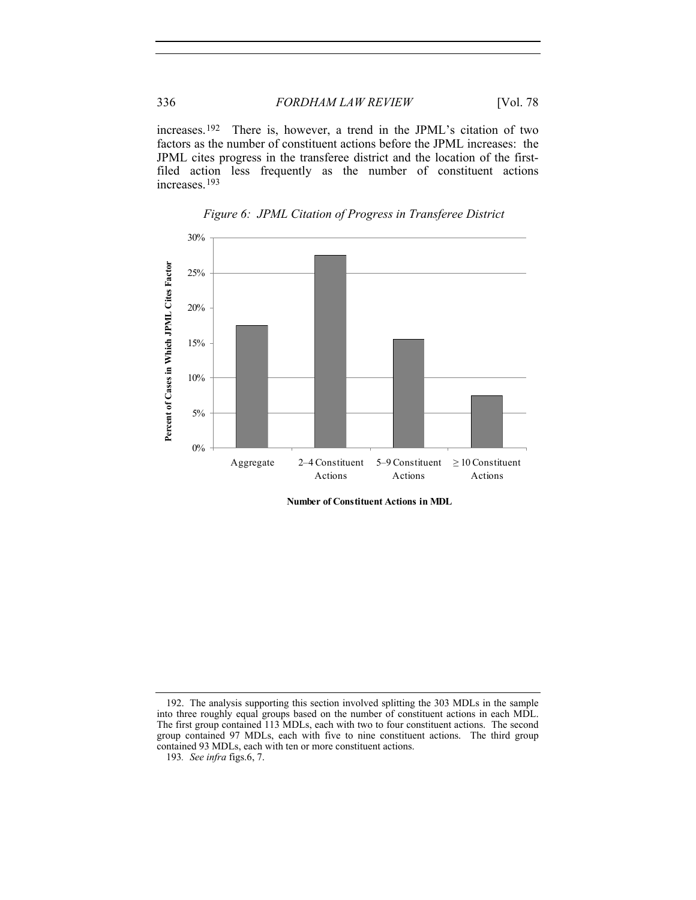increases.[192] There is, however, a trend in the JPML's citation of two factors as the number of constituent actions before the JPML increases: the JPML cites progress in the transferee district and the location of the first-filed action less frequently as the number of constituent actions increases.[193]

*Figure 6: JPML Citation of Progress in Transferee District*

Percent of Cases in Which JPML Cites Factor

30%
25%
20%
15%
10%
5%
0%

Aggregate | 2–4 Constituent Actions | 5–9 Constituent Actions | ≥ 10 Constituent Actions

**Number of Constituent Actions in MDL**

---

192. The analysis supporting this section involved splitting the 303 MDLs in the sample into three roughly equal groups based on the number of constituent actions in each MDL. The first group contained 113 MDLs, each with two to four constituent actions. The second group contained 97 MDLs, each with five to nine constituent actions. The third group contained 93 MDLs, each with ten or more constituent actions.

193. *See infra* figs.6, 7.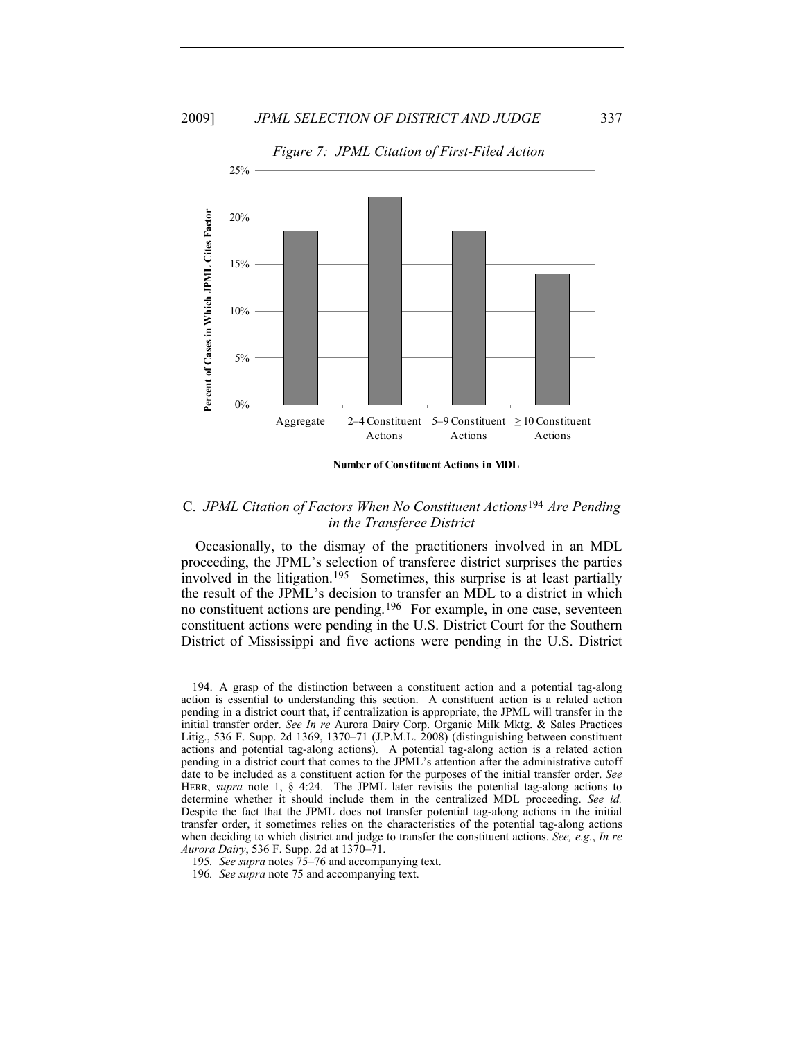*Figure 7: JPML Citation of First-Filed Action*

| Number of Constituent Actions in MDL | Percent of Cases in Which JPML Cites Factor |
|---|---|
| Aggregate | ~18.5% |
| 2–4 Constituent Actions | ~22% |
| 5–9 Constituent Actions | ~18.5% |
| ≥ 10 Constituent Actions | ~14% |

## C. *JPML Citation of Factors When No Constituent Actions*[194] *Are Pending in the Transferee District*

Occasionally, to the dismay of the practitioners involved in an MDL proceeding, the JPML's selection of transferee district surprises the parties involved in the litigation.[195] Sometimes, this surprise is at least partially the result of the JPML's decision to transfer an MDL to a district in which no constituent actions are pending.[196] For example, in one case, seventeen constituent actions were pending in the U.S. District Court for the Southern District of Mississippi and five actions were pending in the U.S. District

---

194. A grasp of the distinction between a constituent action and a potential tag-along action is essential to understanding this section. A constituent action is a related action pending in a district court that, if centralization is appropriate, the JPML will transfer in the initial transfer order. *See In re* Aurora Dairy Corp. Organic Milk Mktg. & Sales Practices Litig., 536 F. Supp. 2d 1369, 1370–71 (J.P.M.L. 2008) (distinguishing between constituent actions and potential tag-along actions). A potential tag-along action is a related action pending in a district court that comes to the JPML's attention after the administrative cutoff date to be included as a constituent action for the purposes of the initial transfer order. *See* HERR, *supra* note 1, § 4:24. The JPML later revisits the potential tag-along actions to determine whether it should include them in the centralized MDL proceeding. *See id.* Despite the fact that the JPML does not transfer potential tag-along actions in the initial transfer order, it sometimes relies on the characteristics of the potential tag-along actions when deciding to which district and judge to transfer the constituent actions. *See, e.g.*, *In re Aurora Dairy*, 536 F. Supp. 2d at 1370–71.

195. *See supra* notes 75–76 and accompanying text.

196. *See supra* note 75 and accompanying text.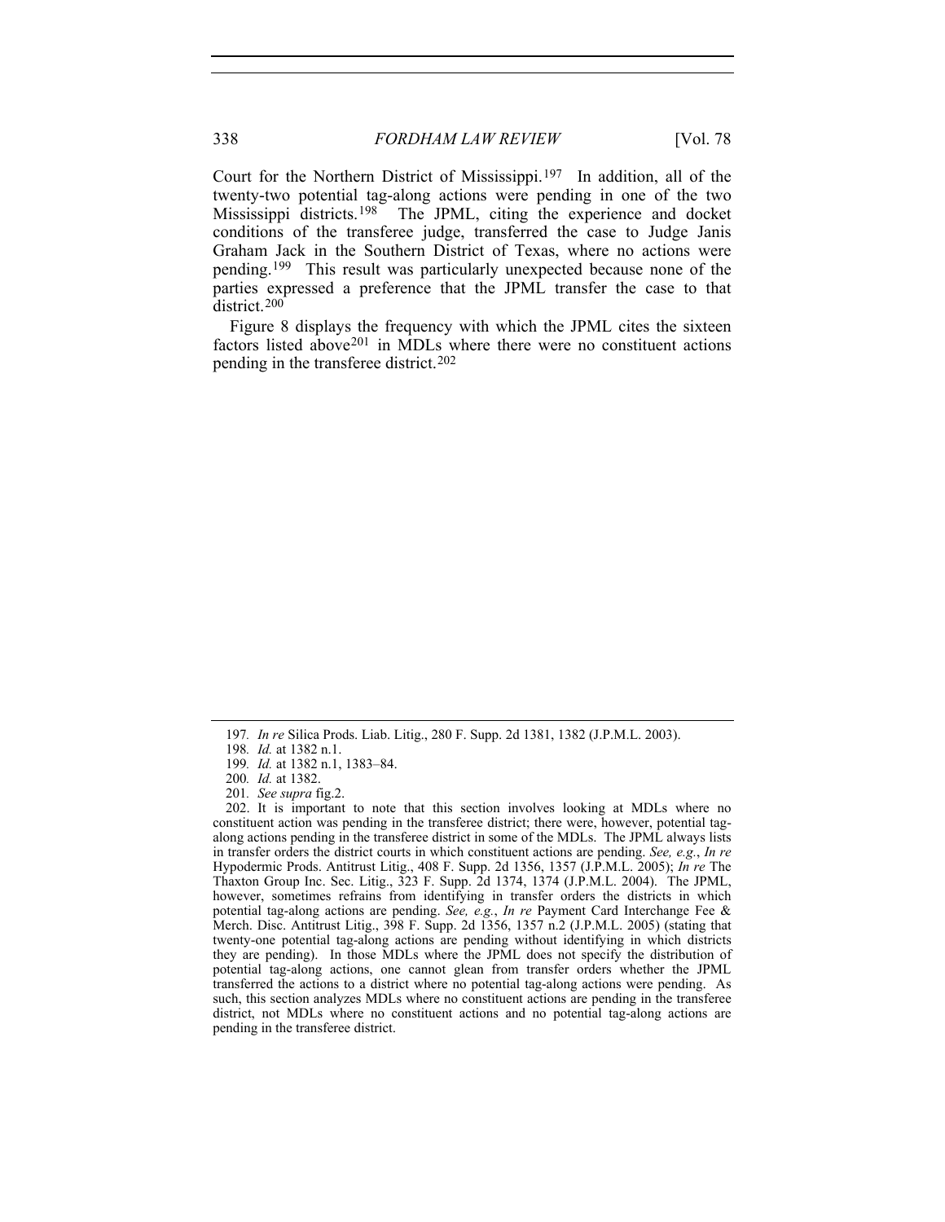Court for the Northern District of Mississippi.[197] In addition, all of the twenty-two potential tag-along actions were pending in one of the two Mississippi districts.[198] The JPML, citing the experience and docket conditions of the transferee judge, transferred the case to Judge Janis Graham Jack in the Southern District of Texas, where no actions were pending.[199] This result was particularly unexpected because none of the parties expressed a preference that the JPML transfer the case to that district.[200]

Figure 8 displays the frequency with which the JPML cites the sixteen factors listed above[201] in MDLs where there were no constituent actions pending in the transferee district.[202]

---

197. *In re* Silica Prods. Liab. Litig., 280 F. Supp. 2d 1381, 1382 (J.P.M.L. 2003).

198. *Id.* at 1382 n.1.

199. *Id.* at 1382 n.1, 1383–84.

200. *Id.* at 1382.

201. *See supra* fig.2.

202. It is important to note that this section involves looking at MDLs where no constituent action was pending in the transferee district; there were, however, potential tag-along actions pending in the transferee district in some of the MDLs. The JPML always lists in transfer orders the district courts in which constituent actions are pending. *See, e.g.*, *In re* Hypodermic Prods. Antitrust Litig., 408 F. Supp. 2d 1356, 1357 (J.P.M.L. 2005); *In re* The Thaxton Group Inc. Sec. Litig., 323 F. Supp. 2d 1374, 1374 (J.P.M.L. 2004). The JPML, however, sometimes refrains from identifying in transfer orders the districts in which potential tag-along actions are pending. *See, e.g.*, *In re* Payment Card Interchange Fee & Merch. Disc. Antitrust Litig., 398 F. Supp. 2d 1356, 1357 n.2 (J.P.M.L. 2005) (stating that twenty-one potential tag-along actions are pending without identifying in which districts they are pending). In those MDLs where the JPML does not specify the distribution of potential tag-along actions, one cannot glean from transfer orders whether the JPML transferred the actions to a district where no potential tag-along actions were pending. As such, this section analyzes MDLs where no constituent actions are pending in the transferee district, not MDLs where no constituent actions and no potential tag-along actions are pending in the transferee district.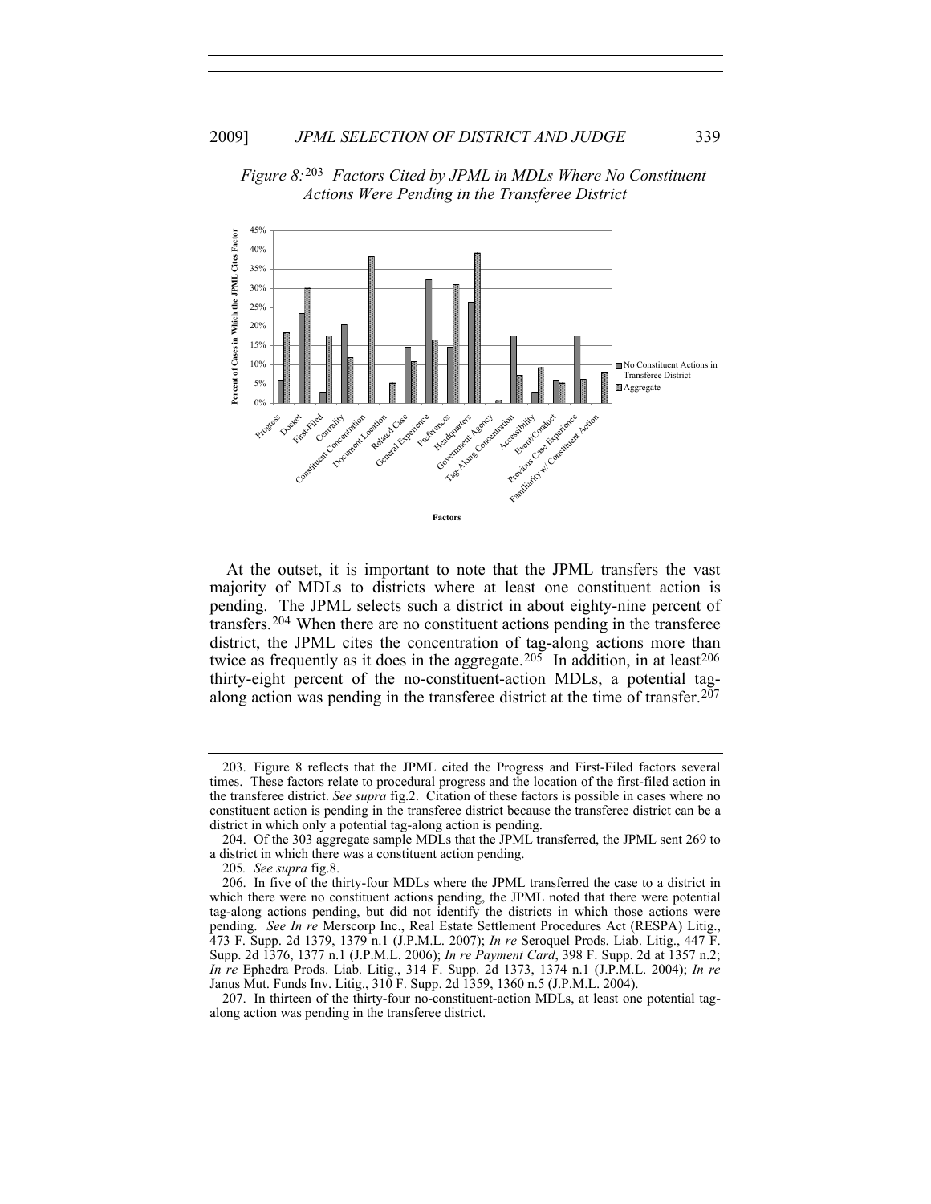*Figure 8:*[203] *Factors Cited by JPML in MDLs Where No Constituent Actions Were Pending in the Transferee District*

At the outset, it is important to note that the JPML transfers the vast majority of MDLs to districts where at least one constituent action is pending. The JPML selects such a district in about eighty-nine percent of transfers.[204] When there are no constituent actions pending in the transferee district, the JPML cites the concentration of tag-along actions more than twice as frequently as it does in the aggregate.[205] In addition, in at least[206] thirty-eight percent of the no-constituent-action MDLs, a potential tag-along action was pending in the transferee district at the time of transfer.[207]

---

203. Figure 8 reflects that the JPML cited the Progress and First-Filed factors several times. These factors relate to procedural progress and the location of the first-filed action in the transferee district. *See supra* fig.2. Citation of these factors is possible in cases where no constituent action is pending in the transferee district because the transferee district can be a district in which only a potential tag-along action is pending.

204. Of the 303 aggregate sample MDLs that the JPML transferred, the JPML sent 269 to a district in which there was a constituent action pending.

205. *See supra* fig.8.

206. In five of the thirty-four MDLs where the JPML transferred the case to a district in which there were no constituent actions pending, the JPML noted that there were potential tag-along actions pending, but did not identify the districts in which those actions were pending. *See In re* Merscorp Inc., Real Estate Settlement Procedures Act (RESPA) Litig., 473 F. Supp. 2d 1379, 1379 n.1 (J.P.M.L. 2007); *In re* Seroquel Prods. Liab. Litig., 447 F. Supp. 2d 1376, 1377 n.1 (J.P.M.L. 2006); *In re Payment Card*, 398 F. Supp. 2d at 1357 n.2; *In re* Ephedra Prods. Liab. Litig., 314 F. Supp. 2d 1373, 1374 n.1 (J.P.M.L. 2004); *In re* Janus Mut. Funds Inv. Litig., 310 F. Supp. 2d 1359, 1360 n.5 (J.P.M.L. 2004).

207. In thirteen of the thirty-four no-constituent-action MDLs, at least one potential tag-along action was pending in the transferee district.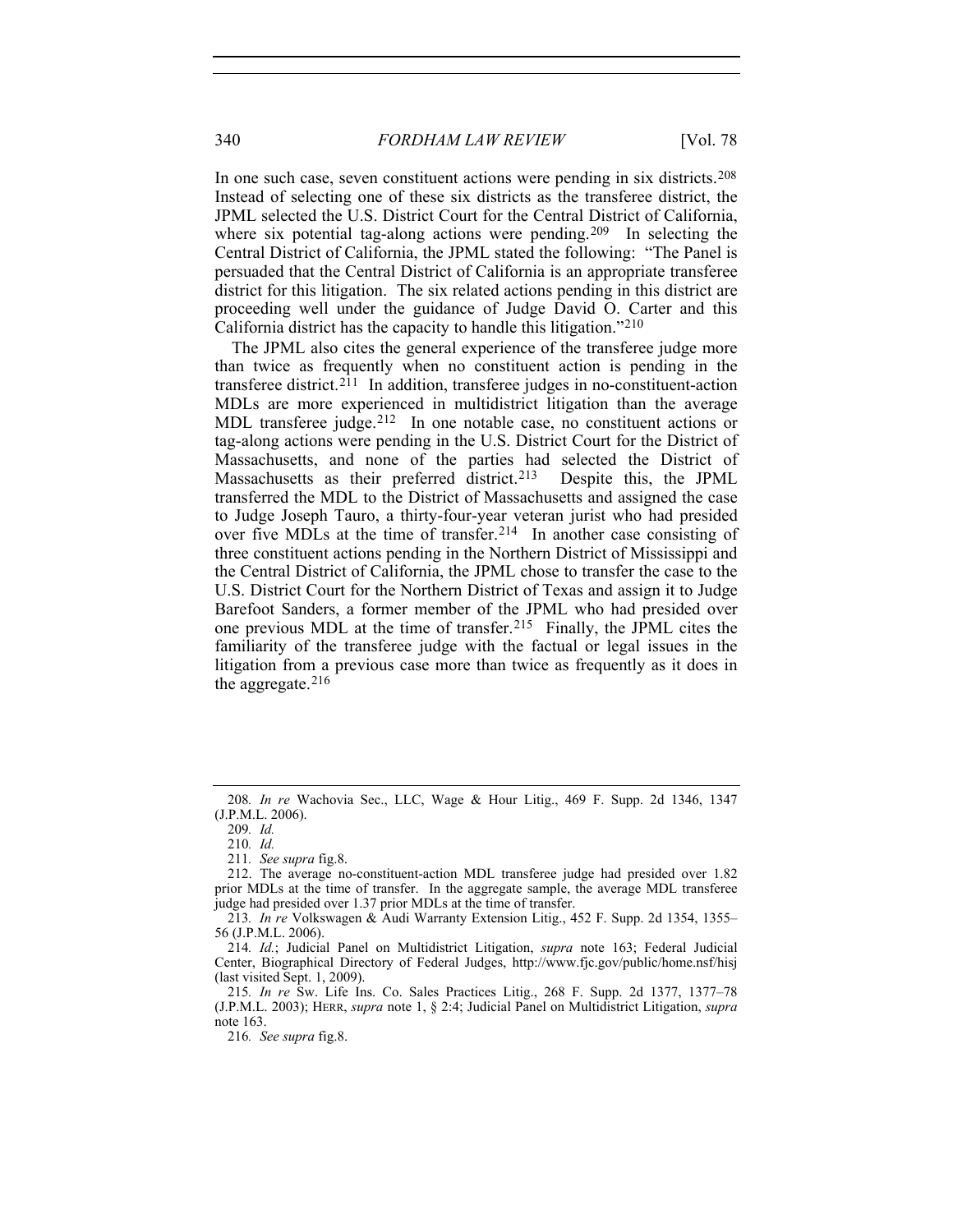In one such case, seven constituent actions were pending in six districts.[208] Instead of selecting one of these six districts as the transferee district, the JPML selected the U.S. District Court for the Central District of California, where six potential tag-along actions were pending.[209] In selecting the Central District of California, the JPML stated the following: "The Panel is persuaded that the Central District of California is an appropriate transferee district for this litigation. The six related actions pending in this district are proceeding well under the guidance of Judge David O. Carter and this California district has the capacity to handle this litigation."[210]

The JPML also cites the general experience of the transferee judge more than twice as frequently when no constituent action is pending in the transferee district.[211] In addition, transferee judges in no-constituent-action MDLs are more experienced in multidistrict litigation than the average MDL transferee judge.[212] In one notable case, no constituent actions or tag-along actions were pending in the U.S. District Court for the District of Massachusetts, and none of the parties had selected the District of Massachusetts as their preferred district.[213] Despite this, the JPML transferred the MDL to the District of Massachusetts and assigned the case to Judge Joseph Tauro, a thirty-four-year veteran jurist who had presided over five MDLs at the time of transfer.[214] In another case consisting of three constituent actions pending in the Northern District of Mississippi and the Central District of California, the JPML chose to transfer the case to the U.S. District Court for the Northern District of Texas and assign it to Judge Barefoot Sanders, a former member of the JPML who had presided over one previous MDL at the time of transfer.[215] Finally, the JPML cites the familiarity of the transferee judge with the factual or legal issues in the litigation from a previous case more than twice as frequently as it does in the aggregate.[216]

---

208. *In re* Wachovia Sec., LLC, Wage & Hour Litig., 469 F. Supp. 2d 1346, 1347 (J.P.M.L. 2006).

209. *Id.*

210. *Id.*

211. *See supra* fig.8.

212. The average no-constituent-action MDL transferee judge had presided over 1.82 prior MDLs at the time of transfer. In the aggregate sample, the average MDL transferee judge had presided over 1.37 prior MDLs at the time of transfer.

213. *In re* Volkswagen & Audi Warranty Extension Litig., 452 F. Supp. 2d 1354, 1355–56 (J.P.M.L. 2006).

214. *Id.*; Judicial Panel on Multidistrict Litigation, *supra* note 163; Federal Judicial Center, Biographical Directory of Federal Judges, http://www.fjc.gov/public/home.nsf/hisj (last visited Sept. 1, 2009).

215. *In re* Sw. Life Ins. Co. Sales Practices Litig., 268 F. Supp. 2d 1377, 1377–78 (J.P.M.L. 2003); HERR, *supra* note 1, § 2:4; Judicial Panel on Multidistrict Litigation, *supra* note 163.

216. *See supra* fig.8.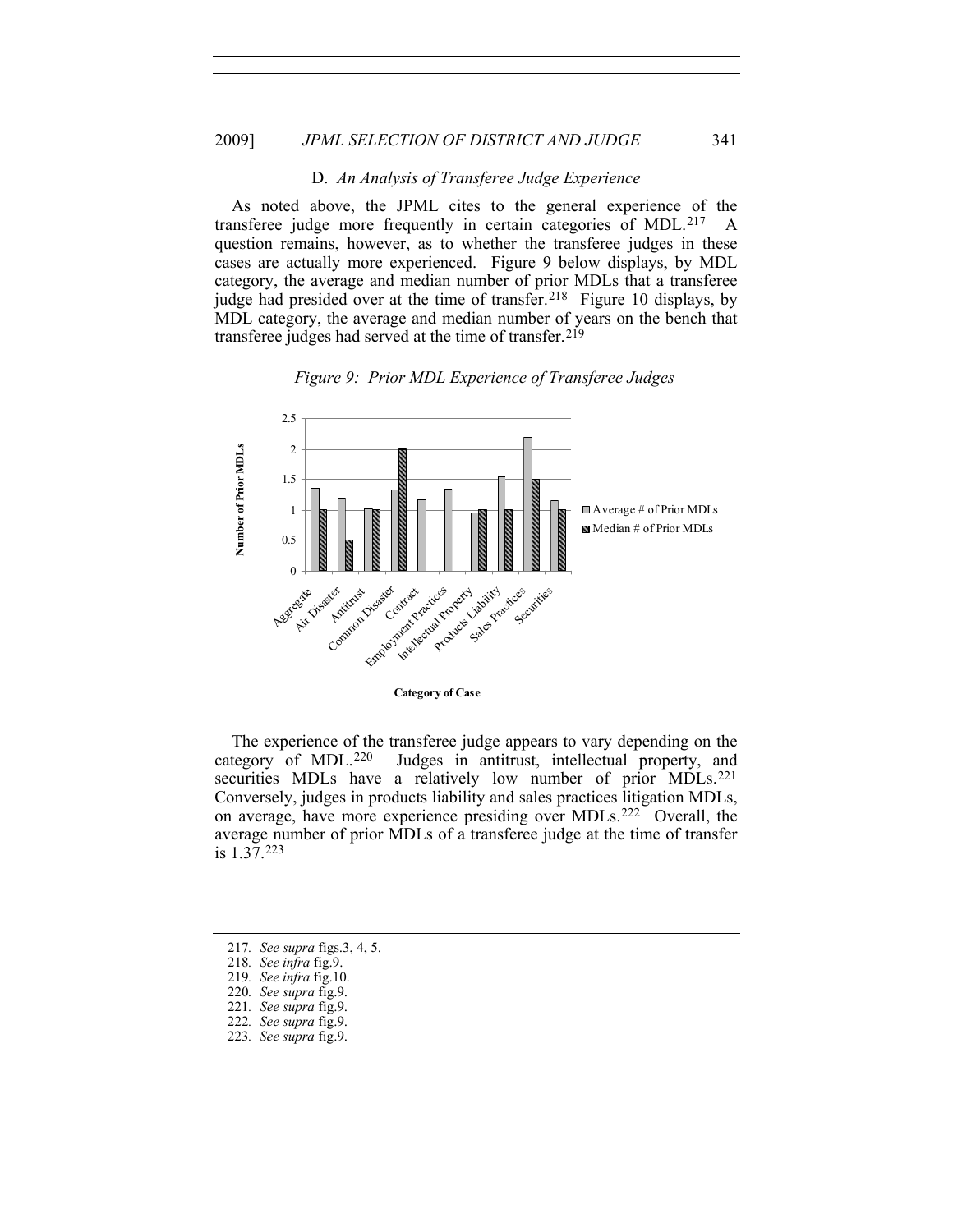### D. *An Analysis of Transferee Judge Experience*

As noted above, the JPML cites to the general experience of the transferee judge more frequently in certain categories of MDL.[217] A question remains, however, as to whether the transferee judges in these cases are actually more experienced. Figure 9 below displays, by MDL category, the average and median number of prior MDLs that a transferee judge had presided over at the time of transfer.[218] Figure 10 displays, by MDL category, the average and median number of years on the bench that transferee judges had served at the time of transfer.[219]

*Figure 9: Prior MDL Experience of Transferee Judges*

The experience of the transferee judge appears to vary depending on the category of MDL.[220] Judges in antitrust, intellectual property, and securities MDLs have a relatively low number of prior MDLs.[221] Conversely, judges in products liability and sales practices litigation MDLs, on average, have more experience presiding over MDLs.[222] Overall, the average number of prior MDLs of a transferee judge at the time of transfer is 1.37.[223]

217. *See supra* figs.3, 4, 5.
218. *See infra* fig.9.
219. *See infra* fig.10.
220. *See supra* fig.9.
221. *See supra* fig.9.
222. *See supra* fig.9.
223. *See supra* fig.9.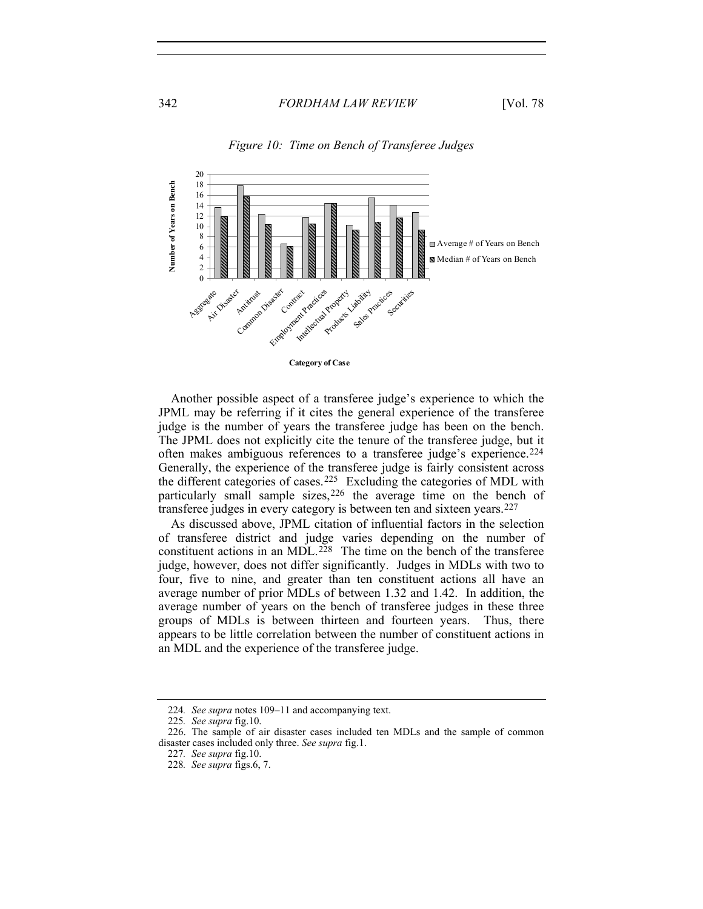*Figure 10: Time on Bench of Transferee Judges*

Another possible aspect of a transferee judge's experience to which the JPML may be referring if it cites the general experience of the transferee judge is the number of years the transferee judge has been on the bench. The JPML does not explicitly cite the tenure of the transferee judge, but it often makes ambiguous references to a transferee judge's experience.[224] Generally, the experience of the transferee judge is fairly consistent across the different categories of cases.[225] Excluding the categories of MDL with particularly small sample sizes,[226] the average time on the bench of transferee judges in every category is between ten and sixteen years.[227]

As discussed above, JPML citation of influential factors in the selection of transferee district and judge varies depending on the number of constituent actions in an MDL.[228] The time on the bench of the transferee judge, however, does not differ significantly. Judges in MDLs with two to four, five to nine, and greater than ten constituent actions all have an average number of prior MDLs of between 1.32 and 1.42. In addition, the average number of years on the bench of transferee judges in these three groups of MDLs is between thirteen and fourteen years. Thus, there appears to be little correlation between the number of constituent actions in an MDL and the experience of the transferee judge.

---

224. *See supra* notes 109–11 and accompanying text.

225. *See supra* fig.10.

226. The sample of air disaster cases included ten MDLs and the sample of common disaster cases included only three. *See supra* fig.1.

227. *See supra* fig.10.

228. *See supra* figs.6, 7.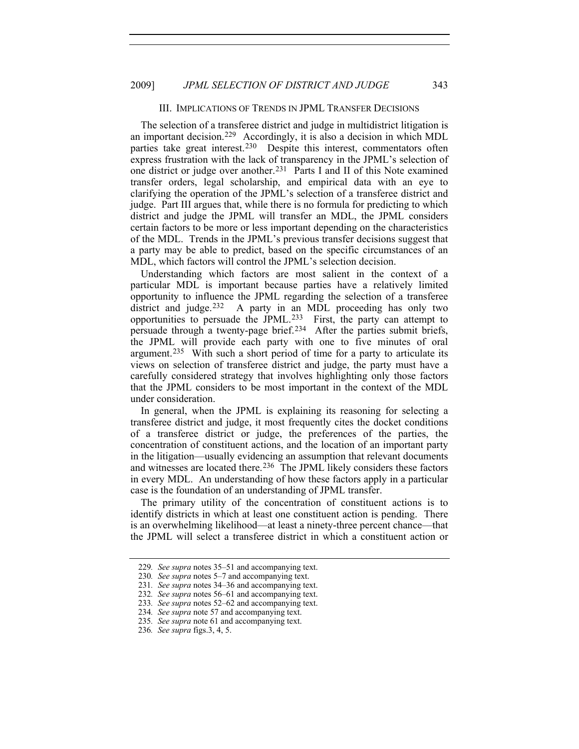## III. IMPLICATIONS OF TRENDS IN JPML TRANSFER DECISIONS

The selection of a transferee district and judge in multidistrict litigation is an important decision.[229] Accordingly, it is also a decision in which MDL parties take great interest.[230] Despite this interest, commentators often express frustration with the lack of transparency in the JPML's selection of one district or judge over another.[231] Parts I and II of this Note examined transfer orders, legal scholarship, and empirical data with an eye to clarifying the operation of the JPML's selection of a transferee district and judge. Part III argues that, while there is no formula for predicting to which district and judge the JPML will transfer an MDL, the JPML considers certain factors to be more or less important depending on the characteristics of the MDL. Trends in the JPML's previous transfer decisions suggest that a party may be able to predict, based on the specific circumstances of an MDL, which factors will control the JPML's selection decision.

Understanding which factors are most salient in the context of a particular MDL is important because parties have a relatively limited opportunity to influence the JPML regarding the selection of a transferee district and judge.[232] A party in an MDL proceeding has only two opportunities to persuade the JPML.[233] First, the party can attempt to persuade through a twenty-page brief.[234] After the parties submit briefs, the JPML will provide each party with one to five minutes of oral argument.[235] With such a short period of time for a party to articulate its views on selection of transferee district and judge, the party must have a carefully considered strategy that involves highlighting only those factors that the JPML considers to be most important in the context of the MDL under consideration.

In general, when the JPML is explaining its reasoning for selecting a transferee district and judge, it most frequently cites the docket conditions of a transferee district or judge, the preferences of the parties, the concentration of constituent actions, and the location of an important party in the litigation—usually evidencing an assumption that relevant documents and witnesses are located there.[236] The JPML likely considers these factors in every MDL. An understanding of how these factors apply in a particular case is the foundation of an understanding of JPML transfer.

The primary utility of the concentration of constituent actions is to identify districts in which at least one constituent action is pending. There is an overwhelming likelihood—at least a ninety-three percent chance—that the JPML will select a transferee district in which a constituent action or

---

229. *See supra* notes 35–51 and accompanying text.

230. *See supra* notes 5–7 and accompanying text.

231. *See supra* notes 34–36 and accompanying text.

232. *See supra* notes 56–61 and accompanying text.

233. *See supra* notes 52–62 and accompanying text.

234. *See supra* note 57 and accompanying text.

235. *See supra* note 61 and accompanying text.

236. *See supra* figs.3, 4, 5.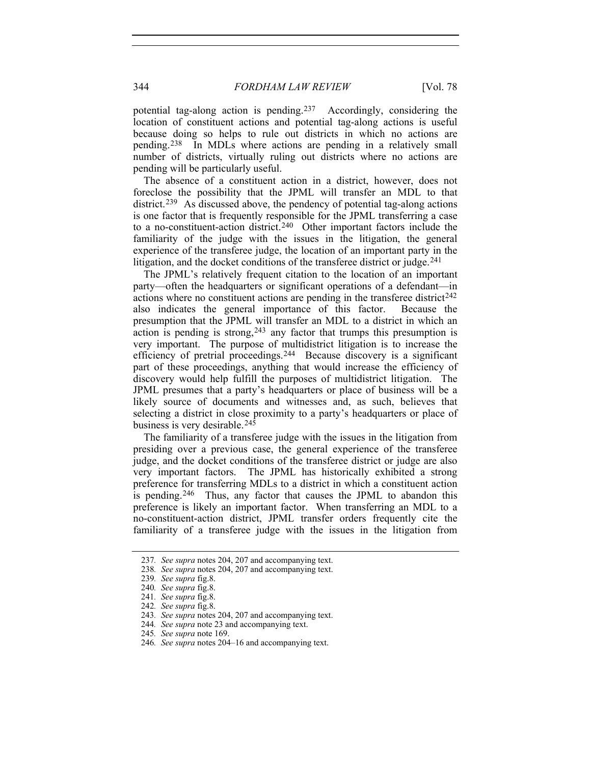potential tag-along action is pending.[237] Accordingly, considering the location of constituent actions and potential tag-along actions is useful because doing so helps to rule out districts in which no actions are pending.[238] In MDLs where actions are pending in a relatively small number of districts, virtually ruling out districts where no actions are pending will be particularly useful.

The absence of a constituent action in a district, however, does not foreclose the possibility that the JPML will transfer an MDL to that district.[239] As discussed above, the pendency of potential tag-along actions is one factor that is frequently responsible for the JPML transferring a case to a no-constituent-action district.[240] Other important factors include the familiarity of the judge with the issues in the litigation, the general experience of the transferee judge, the location of an important party in the litigation, and the docket conditions of the transferee district or judge.[241]

The JPML's relatively frequent citation to the location of an important party—often the headquarters or significant operations of a defendant—in actions where no constituent actions are pending in the transferee district[242] also indicates the general importance of this factor. Because the presumption that the JPML will transfer an MDL to a district in which an action is pending is strong,[243] any factor that trumps this presumption is very important. The purpose of multidistrict litigation is to increase the efficiency of pretrial proceedings.[244] Because discovery is a significant part of these proceedings, anything that would increase the efficiency of discovery would help fulfill the purposes of multidistrict litigation. The JPML presumes that a party's headquarters or place of business will be a likely source of documents and witnesses and, as such, believes that selecting a district in close proximity to a party's headquarters or place of business is very desirable.[245]

The familiarity of a transferee judge with the issues in the litigation from presiding over a previous case, the general experience of the transferee judge, and the docket conditions of the transferee district or judge are also very important factors. The JPML has historically exhibited a strong preference for transferring MDLs to a district in which a constituent action is pending.[246] Thus, any factor that causes the JPML to abandon this preference is likely an important factor. When transferring an MDL to a no-constituent-action district, JPML transfer orders frequently cite the familiarity of a transferee judge with the issues in the litigation from

---

237. *See supra* notes 204, 207 and accompanying text.
238. *See supra* notes 204, 207 and accompanying text.
239. *See supra* fig.8.
240. *See supra* fig.8.
241. *See supra* fig.8.
242. *See supra* fig.8.
243. *See supra* notes 204, 207 and accompanying text.
244. *See supra* note 23 and accompanying text.
245. *See supra* note 169.
246. *See supra* notes 204–16 and accompanying text.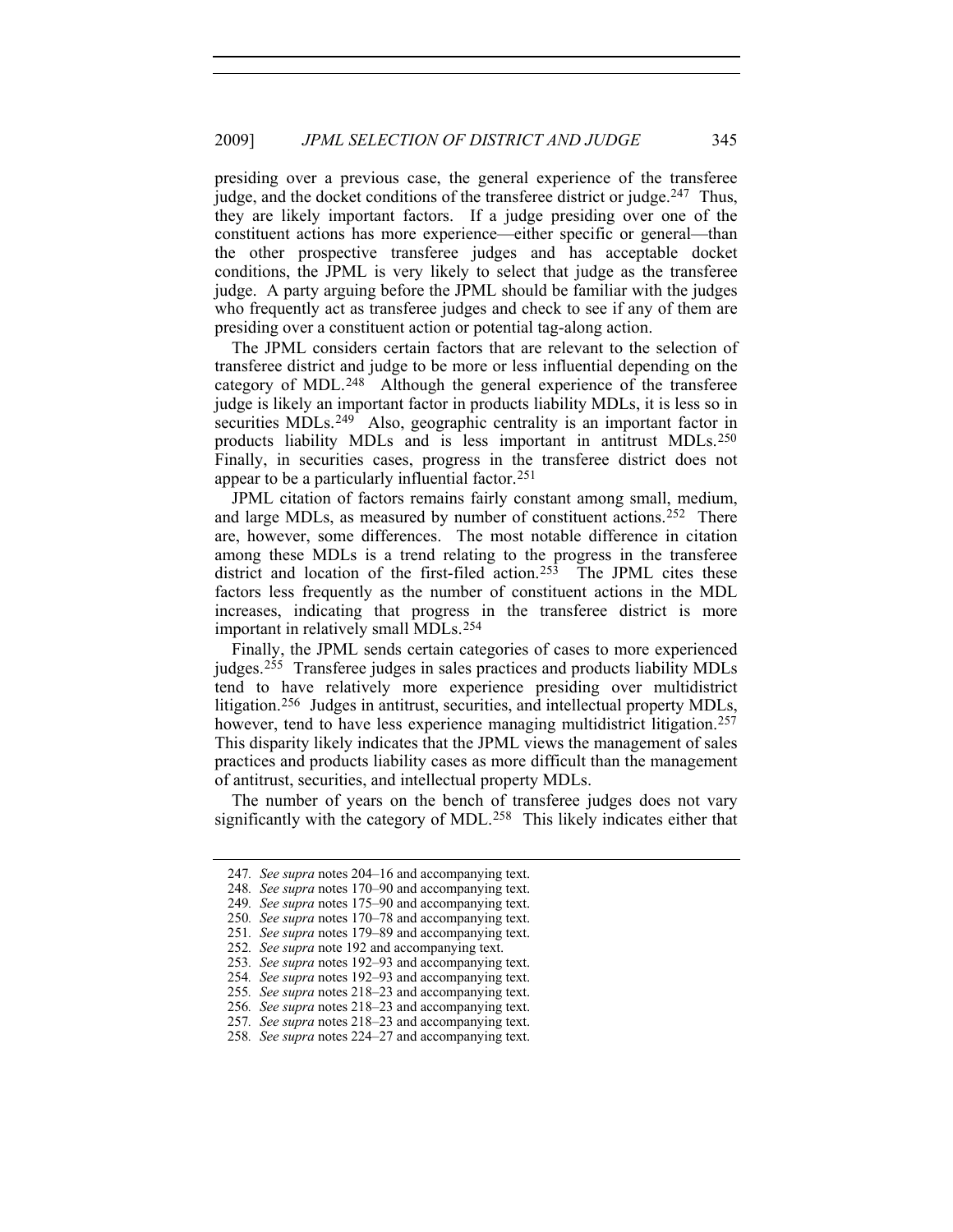presiding over a previous case, the general experience of the transferee judge, and the docket conditions of the transferee district or judge.[247] Thus, they are likely important factors. If a judge presiding over one of the constituent actions has more experience—either specific or general—than the other prospective transferee judges and has acceptable docket conditions, the JPML is very likely to select that judge as the transferee judge. A party arguing before the JPML should be familiar with the judges who frequently act as transferee judges and check to see if any of them are presiding over a constituent action or potential tag-along action.

The JPML considers certain factors that are relevant to the selection of transferee district and judge to be more or less influential depending on the category of MDL.[248] Although the general experience of the transferee judge is likely an important factor in products liability MDLs, it is less so in securities MDLs.[249] Also, geographic centrality is an important factor in products liability MDLs and is less important in antitrust MDLs.[250] Finally, in securities cases, progress in the transferee district does not appear to be a particularly influential factor.[251]

JPML citation of factors remains fairly constant among small, medium, and large MDLs, as measured by number of constituent actions.[252] There are, however, some differences. The most notable difference in citation among these MDLs is a trend relating to the progress in the transferee district and location of the first-filed action.[253] The JPML cites these factors less frequently as the number of constituent actions in the MDL increases, indicating that progress in the transferee district is more important in relatively small MDLs.[254]

Finally, the JPML sends certain categories of cases to more experienced judges.[255] Transferee judges in sales practices and products liability MDLs tend to have relatively more experience presiding over multidistrict litigation.[256] Judges in antitrust, securities, and intellectual property MDLs, however, tend to have less experience managing multidistrict litigation.[257] This disparity likely indicates that the JPML views the management of sales practices and products liability cases as more difficult than the management of antitrust, securities, and intellectual property MDLs.

The number of years on the bench of transferee judges does not vary significantly with the category of MDL.[258] This likely indicates either that

---

247. *See supra* notes 204–16 and accompanying text.
248. *See supra* notes 170–90 and accompanying text.
249. *See supra* notes 175–90 and accompanying text.
250. *See supra* notes 170–78 and accompanying text.
251. *See supra* notes 179–89 and accompanying text.
252. *See supra* note 192 and accompanying text.
253. *See supra* notes 192–93 and accompanying text.
254. *See supra* notes 192–93 and accompanying text.
255. *See supra* notes 218–23 and accompanying text.
256. *See supra* notes 218–23 and accompanying text.
257. *See supra* notes 218–23 and accompanying text.
258. *See supra* notes 224–27 and accompanying text.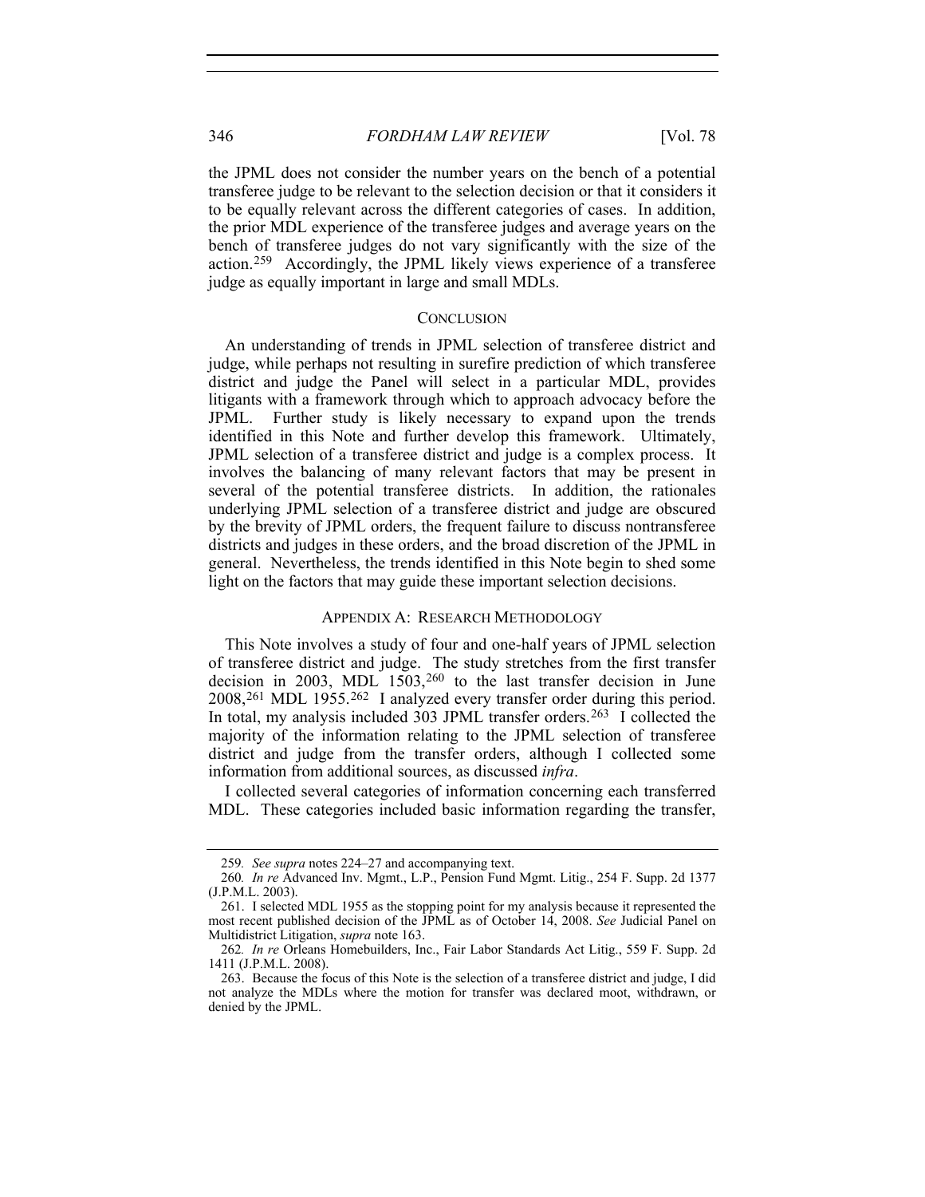the JPML does not consider the number years on the bench of a potential transferee judge to be relevant to the selection decision or that it considers it to be equally relevant across the different categories of cases. In addition, the prior MDL experience of the transferee judges and average years on the bench of transferee judges do not vary significantly with the size of the action.[259] Accordingly, the JPML likely views experience of a transferee judge as equally important in large and small MDLs.

## CONCLUSION

An understanding of trends in JPML selection of transferee district and judge, while perhaps not resulting in surefire prediction of which transferee district and judge the Panel will select in a particular MDL, provides litigants with a framework through which to approach advocacy before the JPML. Further study is likely necessary to expand upon the trends identified in this Note and further develop this framework. Ultimately, JPML selection of a transferee district and judge is a complex process. It involves the balancing of many relevant factors that may be present in several of the potential transferee districts. In addition, the rationales underlying JPML selection of a transferee district and judge are obscured by the brevity of JPML orders, the frequent failure to discuss nontransferee districts and judges in these orders, and the broad discretion of the JPML in general. Nevertheless, the trends identified in this Note begin to shed some light on the factors that may guide these important selection decisions.

## APPENDIX A: RESEARCH METHODOLOGY

This Note involves a study of four and one-half years of JPML selection of transferee district and judge. The study stretches from the first transfer decision in 2003, MDL 1503,[260] to the last transfer decision in June 2008,[261] MDL 1955.[262] I analyzed every transfer order during this period. In total, my analysis included 303 JPML transfer orders.[263] I collected the majority of the information relating to the JPML selection of transferee district and judge from the transfer orders, although I collected some information from additional sources, as discussed *infra*.

I collected several categories of information concerning each transferred MDL. These categories included basic information regarding the transfer,

---

259. *See supra* notes 224–27 and accompanying text.

260. *In re* Advanced Inv. Mgmt., L.P., Pension Fund Mgmt. Litig., 254 F. Supp. 2d 1377 (J.P.M.L. 2003).

261. I selected MDL 1955 as the stopping point for my analysis because it represented the most recent published decision of the JPML as of October 14, 2008. *See* Judicial Panel on Multidistrict Litigation, *supra* note 163.

262. *In re* Orleans Homebuilders, Inc., Fair Labor Standards Act Litig., 559 F. Supp. 2d 1411 (J.P.M.L. 2008).

263. Because the focus of this Note is the selection of a transferee district and judge, I did not analyze the MDLs where the motion for transfer was declared moot, withdrawn, or denied by the JPML.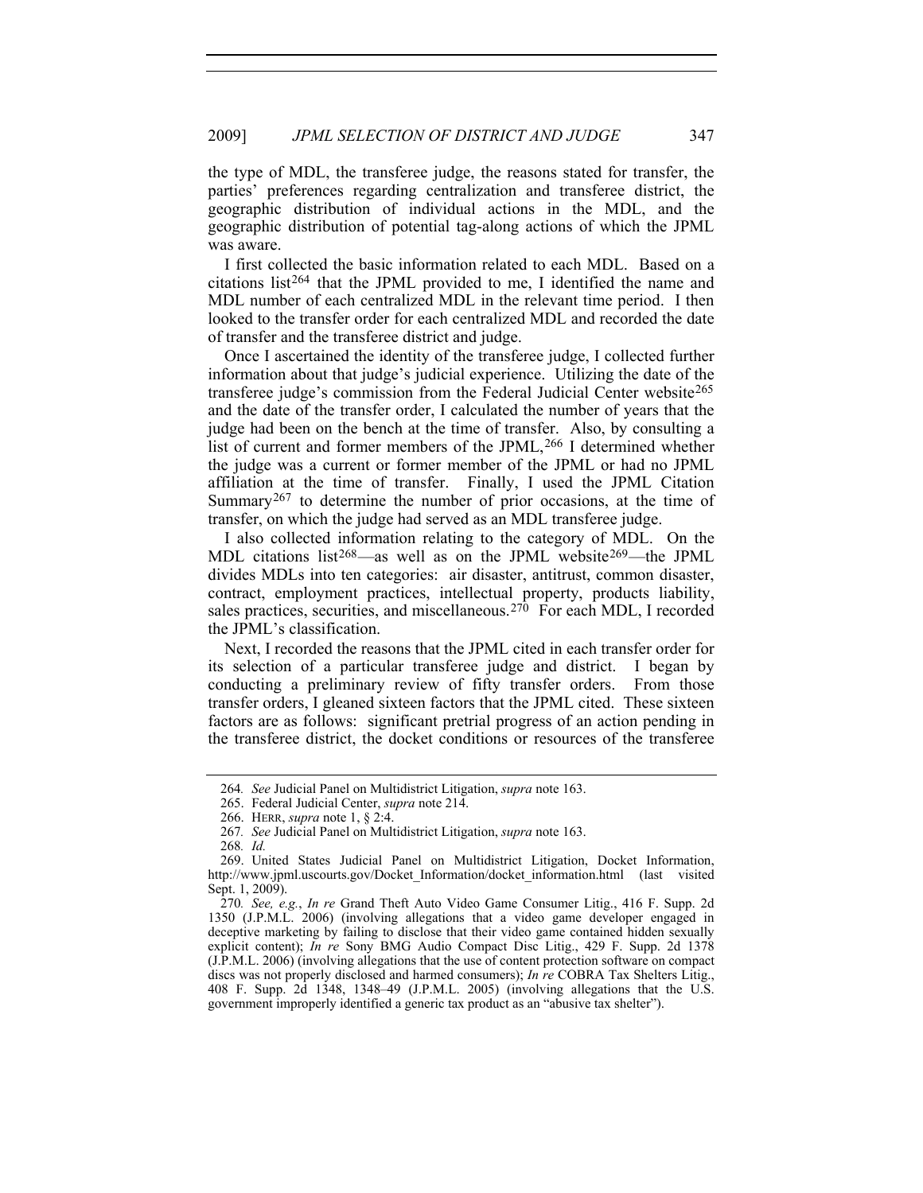the type of MDL, the transferee judge, the reasons stated for transfer, the parties' preferences regarding centralization and transferee district, the geographic distribution of individual actions in the MDL, and the geographic distribution of potential tag-along actions of which the JPML was aware.

I first collected the basic information related to each MDL. Based on a citations list[264] that the JPML provided to me, I identified the name and MDL number of each centralized MDL in the relevant time period. I then looked to the transfer order for each centralized MDL and recorded the date of transfer and the transferee district and judge.

Once I ascertained the identity of the transferee judge, I collected further information about that judge's judicial experience. Utilizing the date of the transferee judge's commission from the Federal Judicial Center website[265] and the date of the transfer order, I calculated the number of years that the judge had been on the bench at the time of transfer. Also, by consulting a list of current and former members of the JPML,[266] I determined whether the judge was a current or former member of the JPML or had no JPML affiliation at the time of transfer. Finally, I used the JPML Citation Summary[267] to determine the number of prior occasions, at the time of transfer, on which the judge had served as an MDL transferee judge.

I also collected information relating to the category of MDL. On the MDL citations list[268]—as well as on the JPML website[269]—the JPML divides MDLs into ten categories: air disaster, antitrust, common disaster, contract, employment practices, intellectual property, products liability, sales practices, securities, and miscellaneous.[270] For each MDL, I recorded the JPML's classification.

Next, I recorded the reasons that the JPML cited in each transfer order for its selection of a particular transferee judge and district. I began by conducting a preliminary review of fifty transfer orders. From those transfer orders, I gleaned sixteen factors that the JPML cited. These sixteen factors are as follows: significant pretrial progress of an action pending in the transferee district, the docket conditions or resources of the transferee

---

264. *See* Judicial Panel on Multidistrict Litigation, *supra* note 163.

265. Federal Judicial Center, *supra* note 214.

266. HERR, *supra* note 1, § 2:4.

267. *See* Judicial Panel on Multidistrict Litigation, *supra* note 163.

268. *Id.*

269. United States Judicial Panel on Multidistrict Litigation, Docket Information, http://www.jpml.uscourts.gov/Docket_Information/docket_information.html (last visited Sept. 1, 2009).

270. *See, e.g.*, *In re* Grand Theft Auto Video Game Consumer Litig., 416 F. Supp. 2d 1350 (J.P.M.L. 2006) (involving allegations that a video game developer engaged in deceptive marketing by failing to disclose that their video game contained hidden sexually explicit content); *In re* Sony BMG Audio Compact Disc Litig., 429 F. Supp. 2d 1378 (J.P.M.L. 2006) (involving allegations that the use of content protection software on compact discs was not properly disclosed and harmed consumers); *In re* COBRA Tax Shelters Litig., 408 F. Supp. 2d 1348, 1348–49 (J.P.M.L. 2005) (involving allegations that the U.S. government improperly identified a generic tax product as an "abusive tax shelter").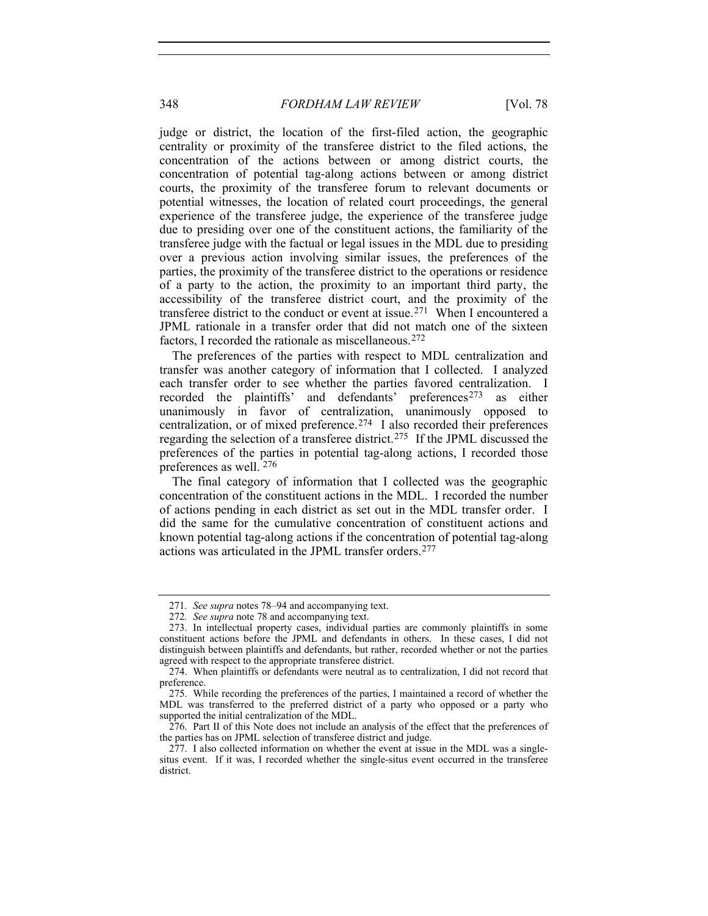judge or district, the location of the first-filed action, the geographic centrality or proximity of the transferee district to the filed actions, the concentration of the actions between or among district courts, the concentration of potential tag-along actions between or among district courts, the proximity of the transferee forum to relevant documents or potential witnesses, the location of related court proceedings, the general experience of the transferee judge, the experience of the transferee judge due to presiding over one of the constituent actions, the familiarity of the transferee judge with the factual or legal issues in the MDL due to presiding over a previous action involving similar issues, the preferences of the parties, the proximity of the transferee district to the operations or residence of a party to the action, the proximity to an important third party, the accessibility of the transferee district court, and the proximity of the transferee district to the conduct or event at issue.[271] When I encountered a JPML rationale in a transfer order that did not match one of the sixteen factors, I recorded the rationale as miscellaneous.[272]

The preferences of the parties with respect to MDL centralization and transfer was another category of information that I collected. I analyzed each transfer order to see whether the parties favored centralization. I recorded the plaintiffs' and defendants' preferences[273] as either unanimously in favor of centralization, unanimously opposed to centralization, or of mixed preference.[274] I also recorded their preferences regarding the selection of a transferee district.[275] If the JPML discussed the preferences of the parties in potential tag-along actions, I recorded those preferences as well.[276]

The final category of information that I collected was the geographic concentration of the constituent actions in the MDL. I recorded the number of actions pending in each district as set out in the MDL transfer order. I did the same for the cumulative concentration of constituent actions and known potential tag-along actions if the concentration of potential tag-along actions was articulated in the JPML transfer orders.[277]

---

271. *See supra* notes 78–94 and accompanying text.

272. *See supra* note 78 and accompanying text.

273. In intellectual property cases, individual parties are commonly plaintiffs in some constituent actions before the JPML and defendants in others. In these cases, I did not distinguish between plaintiffs and defendants, but rather, recorded whether or not the parties agreed with respect to the appropriate transferee district.

274. When plaintiffs or defendants were neutral as to centralization, I did not record that preference.

275. While recording the preferences of the parties, I maintained a record of whether the MDL was transferred to the preferred district of a party who opposed or a party who supported the initial centralization of the MDL.

276. Part II of this Note does not include an analysis of the effect that the preferences of the parties has on JPML selection of transferee district and judge.

277. I also collected information on whether the event at issue in the MDL was a single-situs event. If it was, I recorded whether the single-situs event occurred in the transferee district.